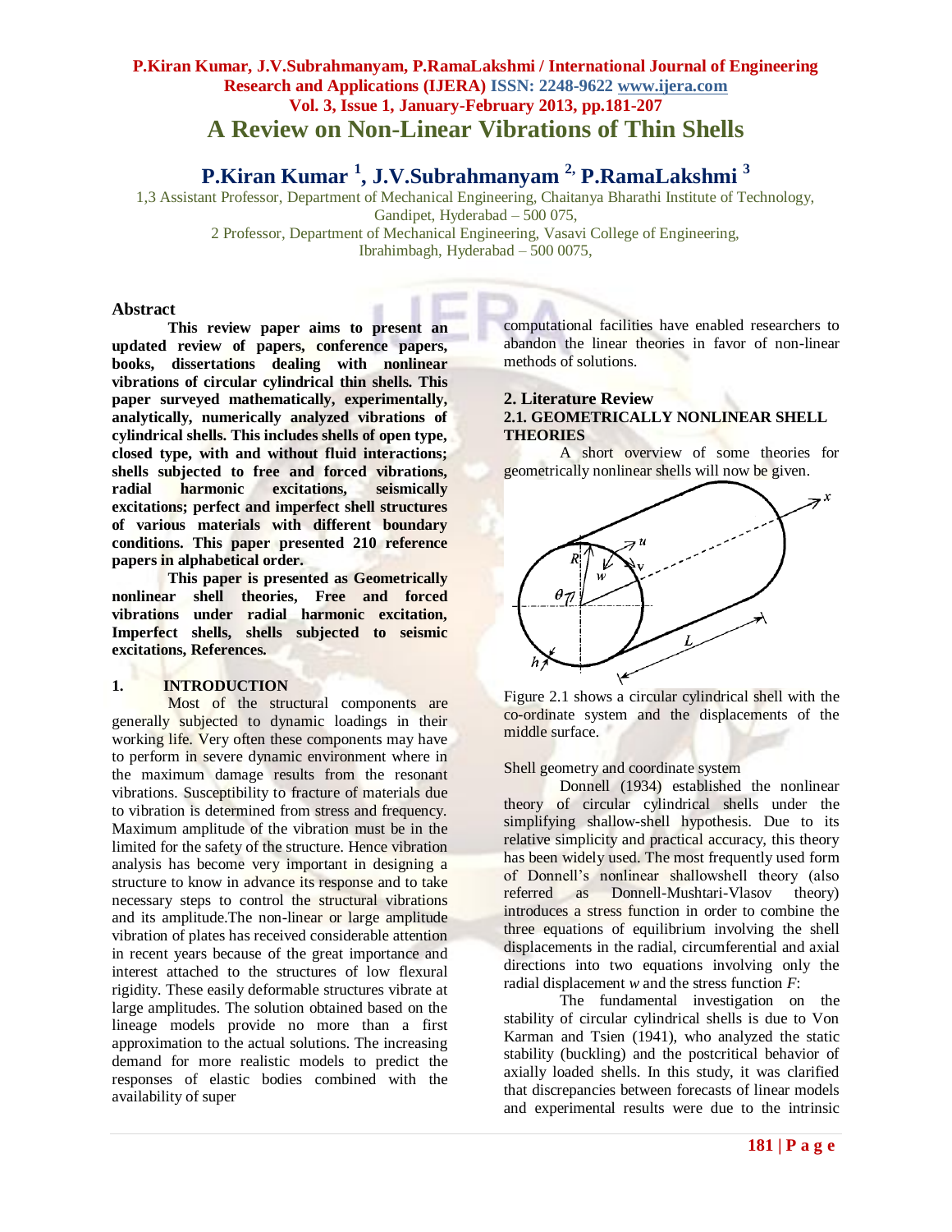# A Review on Non-Linear Vibrations of Thin Shells

**P.Kiran Kumar [1], J.V.Subrahmanyam [2], P.RamaLakshmi [3]**

1,3 Assistant Professor, Department of Mechanical Engineering, Chaitanya Bharathi Institute of Technology, Gandipet, Hyderabad – 500 075,

2 Professor, Department of Mechanical Engineering, Vasavi College of Engineering, Ibrahimbagh, Hyderabad – 500 0075,

## Abstract

**This review paper aims to present an updated review of papers, conference papers, books, dissertations dealing with nonlinear vibrations of circular cylindrical thin shells. This paper surveyed mathematically, experimentally, analytically, numerically analyzed vibrations of cylindrical shells. This includes shells of open type, closed type, with and without fluid interactions; shells subjected to free and forced vibrations, radial harmonic excitations, seismically excitations; perfect and imperfect shell structures of various materials with different boundary conditions. This paper presented 210 reference papers in alphabetical order.**

**This paper is presented as Geometrically nonlinear shell theories, Free and forced vibrations under radial harmonic excitation, Imperfect shells, shells subjected to seismic excitations, References.**

## 1. INTRODUCTION

Most of the structural components are generally subjected to dynamic loadings in their working life. Very often these components may have to perform in severe dynamic environment where in the maximum damage results from the resonant vibrations. Susceptibility to fracture of materials due to vibration is determined from stress and frequency. Maximum amplitude of the vibration must be in the limited for the safety of the structure. Hence vibration analysis has become very important in designing a structure to know in advance its response and to take necessary steps to control the structural vibrations and its amplitude.The non-linear or large amplitude vibration of plates has received considerable attention in recent years because of the great importance and interest attached to the structures of low flexural rigidity. These easily deformable structures vibrate at large amplitudes. The solution obtained based on the lineage models provide no more than a first approximation to the actual solutions. The increasing demand for more realistic models to predict the responses of elastic bodies combined with the availability of super computational facilities have enabled researchers to abandon the linear theories in favor of non-linear methods of solutions.

## 2. Literature Review

### 2.1. GEOMETRICALLY NONLINEAR SHELL THEORIES

A short overview of some theories for geometrically nonlinear shells will now be given.

Figure 2.1 shows a circular cylindrical shell with the co-ordinate system and the displacements of the middle surface.

Shell geometry and coordinate system

Donnell (1934) established the nonlinear theory of circular cylindrical shells under the simplifying shallow-shell hypothesis. Due to its relative simplicity and practical accuracy, this theory has been widely used. The most frequently used form of Donnell's nonlinear shallowshell theory (also referred as Donnell-Mushtari-Vlasov theory) introduces a stress function in order to combine the three equations of equilibrium involving the shell displacements in the radial, circumferential and axial directions into two equations involving only the radial displacement $w$ and the stress function $F$:

The fundamental investigation on the stability of circular cylindrical shells is due to Von Karman and Tsien (1941), who analyzed the static stability (buckling) and the postcritical behavior of axially loaded shells. In this study, it was clarified that discrepancies between forecasts of linear models and experimental results were due to the intrinsic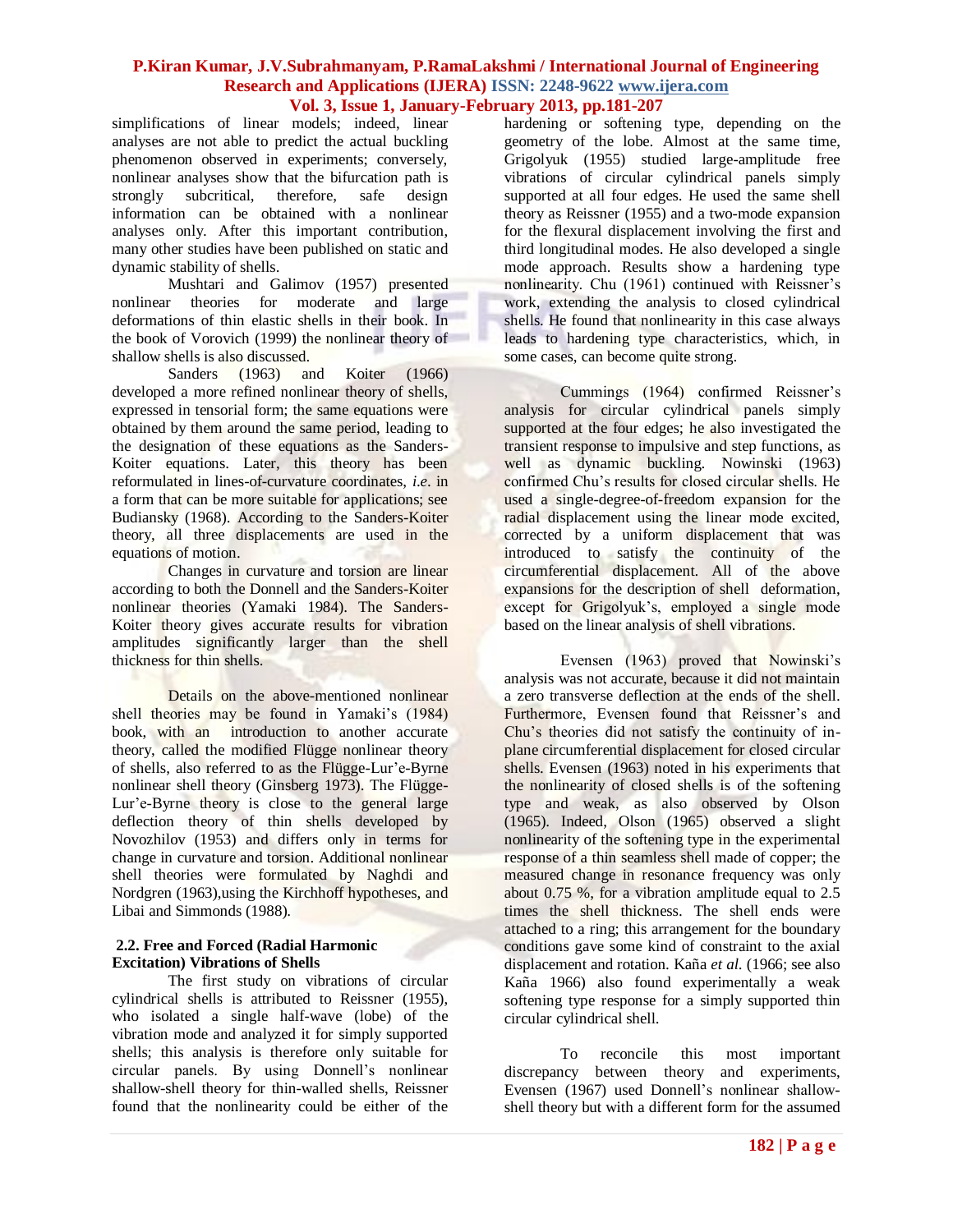simplifications of linear models; indeed, linear analyses are not able to predict the actual buckling phenomenon observed in experiments; conversely, nonlinear analyses show that the bifurcation path is strongly subcritical, therefore, safe design information can be obtained with a nonlinear analyses only. After this important contribution, many other studies have been published on static and dynamic stability of shells.

Mushtari and Galimov (1957) presented nonlinear theories for moderate and large deformations of thin elastic shells in their book. In the book of Vorovich (1999) the nonlinear theory of shallow shells is also discussed.

Sanders (1963) and Koiter (1966) developed a more refined nonlinear theory of shells, expressed in tensorial form; the same equations were obtained by them around the same period, leading to the designation of these equations as the Sanders-Koiter equations. Later, this theory has been reformulated in lines-of-curvature coordinates, *i.e.* in a form that can be more suitable for applications; see Budiansky (1968). According to the Sanders-Koiter theory, all three displacements are used in the equations of motion.

Changes in curvature and torsion are linear according to both the Donnell and the Sanders-Koiter nonlinear theories (Yamaki 1984). The Sanders-Koiter theory gives accurate results for vibration amplitudes significantly larger than the shell thickness for thin shells.

Details on the above-mentioned nonlinear shell theories may be found in Yamaki's (1984) book, with an introduction to another accurate theory, called the modified Flügge nonlinear theory of shells, also referred to as the Flügge-Lur'e-Byrne nonlinear shell theory (Ginsberg 1973). The Flügge-Lur'e-Byrne theory is close to the general large deflection theory of thin shells developed by Novozhilov (1953) and differs only in terms for change in curvature and torsion. Additional nonlinear shell theories were formulated by Naghdi and Nordgren (1963),using the Kirchhoff hypotheses, and Libai and Simmonds (1988).

### 2.2. Free and Forced (Radial Harmonic Excitation) Vibrations of Shells

The first study on vibrations of circular cylindrical shells is attributed to Reissner (1955), who isolated a single half-wave (lobe) of the vibration mode and analyzed it for simply supported shells; this analysis is therefore only suitable for circular panels. By using Donnell's nonlinear shallow-shell theory for thin-walled shells, Reissner found that the nonlinearity could be either of the hardening or softening type, depending on the geometry of the lobe. Almost at the same time, Grigolyuk (1955) studied large-amplitude free vibrations of circular cylindrical panels simply supported at all four edges. He used the same shell theory as Reissner (1955) and a two-mode expansion for the flexural displacement involving the first and third longitudinal modes. He also developed a single mode approach. Results show a hardening type nonlinearity. Chu (1961) continued with Reissner's work, extending the analysis to closed cylindrical shells. He found that nonlinearity in this case always leads to hardening type characteristics, which, in some cases, can become quite strong.

Cummings (1964) confirmed Reissner's analysis for circular cylindrical panels simply supported at the four edges; he also investigated the transient response to impulsive and step functions, as well as dynamic buckling. Nowinski (1963) confirmed Chu's results for closed circular shells. He used a single-degree-of-freedom expansion for the radial displacement using the linear mode excited, corrected by a uniform displacement that was introduced to satisfy the continuity of the circumferential displacement. All of the above expansions for the description of shell deformation, except for Grigolyuk's, employed a single mode based on the linear analysis of shell vibrations.

Evensen (1963) proved that Nowinski's analysis was not accurate, because it did not maintain a zero transverse deflection at the ends of the shell. Furthermore, Evensen found that Reissner's and Chu's theories did not satisfy the continuity of in-plane circumferential displacement for closed circular shells. Evensen (1963) noted in his experiments that the nonlinearity of closed shells is of the softening type and weak, as also observed by Olson (1965). Indeed, Olson (1965) observed a slight nonlinearity of the softening type in the experimental response of a thin seamless shell made of copper; the measured change in resonance frequency was only about 0.75 %, for a vibration amplitude equal to 2.5 times the shell thickness. The shell ends were attached to a ring; this arrangement for the boundary conditions gave some kind of constraint to the axial displacement and rotation. Kaña *et al.* (1966; see also Kaña 1966) also found experimentally a weak softening type response for a simply supported thin circular cylindrical shell.

To reconcile this most important discrepancy between theory and experiments, Evensen (1967) used Donnell's nonlinear shallow-shell theory but with a different form for the assumed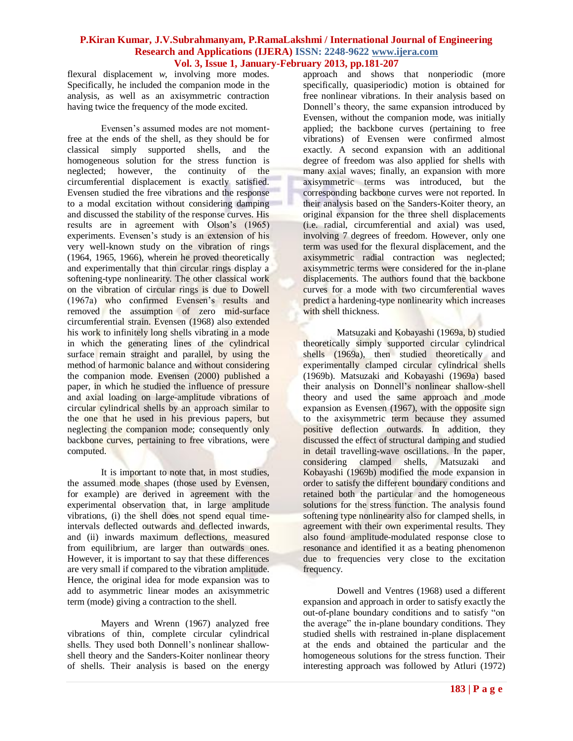flexural displacement *w*, involving more modes. Specifically, he included the companion mode in the analysis, as well as an axisymmetric contraction having twice the frequency of the mode excited.

Evensen's assumed modes are not moment-free at the ends of the shell, as they should be for classical simply supported shells, and the homogeneous solution for the stress function is neglected; however, the continuity of the circumferential displacement is exactly satisfied. Evensen studied the free vibrations and the response to a modal excitation without considering damping and discussed the stability of the response curves. His results are in agreement with Olson's (1965) experiments. Evensen's study is an extension of his very well-known study on the vibration of rings (1964, 1965, 1966), wherein he proved theoretically and experimentally that thin circular rings display a softening-type nonlinearity. The other classical work on the vibration of circular rings is due to Dowell (1967a) who confirmed Evensen's results and removed the assumption of zero mid-surface circumferential strain. Evensen (1968) also extended his work to infinitely long shells vibrating in a mode in which the generating lines of the cylindrical surface remain straight and parallel, by using the method of harmonic balance and without considering the companion mode. Evensen (2000) published a paper, in which he studied the influence of pressure and axial loading on large-amplitude vibrations of circular cylindrical shells by an approach similar to the one that he used in his previous papers, but neglecting the companion mode; consequently only backbone curves, pertaining to free vibrations, were computed.

It is important to note that, in most studies, the assumed mode shapes (those used by Evensen, for example) are derived in agreement with the experimental observation that, in large amplitude vibrations, (i) the shell does not spend equal time-intervals deflected outwards and deflected inwards, and (ii) inwards maximum deflections, measured from equilibrium, are larger than outwards ones. However, it is important to say that these differences are very small if compared to the vibration amplitude. Hence, the original idea for mode expansion was to add to asymmetric linear modes an axisymmetric term (mode) giving a contraction to the shell.

Mayers and Wrenn (1967) analyzed free vibrations of thin, complete circular cylindrical shells. They used both Donnell's nonlinear shallow-shell theory and the Sanders-Koiter nonlinear theory of shells. Their analysis is based on the energy approach and shows that nonperiodic (more specifically, quasiperiodic) motion is obtained for free nonlinear vibrations. In their analysis based on Donnell's theory, the same expansion introduced by Evensen, without the companion mode, was initially applied; the backbone curves (pertaining to free vibrations) of Evensen were confirmed almost exactly. A second expansion with an additional degree of freedom was also applied for shells with many axial waves; finally, an expansion with more axisymmetric terms was introduced, but the corresponding backbone curves were not reported. In their analysis based on the Sanders-Koiter theory, an original expansion for the three shell displacements (i.e. radial, circumferential and axial) was used, involving 7 degrees of freedom. However, only one term was used for the flexural displacement, and the axisymmetric radial contraction was neglected; axisymmetric terms were considered for the in-plane displacements. The authors found that the backbone curves for a mode with two circumferential waves predict a hardening-type nonlinearity which increases with shell thickness.

Matsuzaki and Kobayashi (1969a, b) studied theoretically simply supported circular cylindrical shells (1969a), then studied theoretically and experimentally clamped circular cylindrical shells (1969b). Matsuzaki and Kobayashi (1969a) based their analysis on Donnell's nonlinear shallow-shell theory and used the same approach and mode expansion as Evensen (1967), with the opposite sign to the axisymmetric term because they assumed positive deflection outwards. In addition, they discussed the effect of structural damping and studied in detail travelling-wave oscillations. In the paper, considering clamped shells, Matsuzaki and Kobayashi (1969b) modified the mode expansion in order to satisfy the different boundary conditions and retained both the particular and the homogeneous solutions for the stress function. The analysis found softening type nonlinearity also for clamped shells, in agreement with their own experimental results. They also found amplitude-modulated response close to resonance and identified it as a beating phenomenon due to frequencies very close to the excitation frequency.

Dowell and Ventres (1968) used a different expansion and approach in order to satisfy exactly the out-of-plane boundary conditions and to satisfy "on the average" the in-plane boundary conditions. They studied shells with restrained in-plane displacement at the ends and obtained the particular and the homogeneous solutions for the stress function. Their interesting approach was followed by Atluri (1972)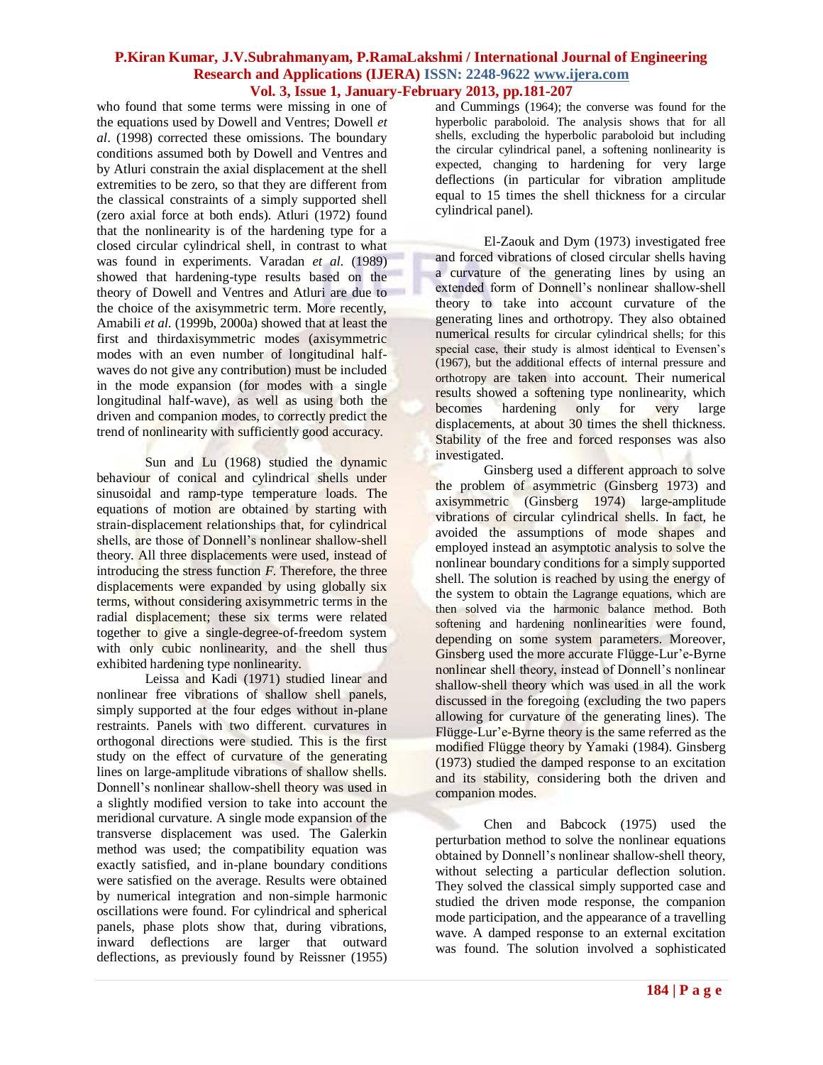who found that some terms were missing in one of the equations used by Dowell and Ventres; Dowell *et al*. (1998) corrected these omissions. The boundary conditions assumed both by Dowell and Ventres and by Atluri constrain the axial displacement at the shell extremities to be zero, so that they are different from the classical constraints of a simply supported shell (zero axial force at both ends). Atluri (1972) found that the nonlinearity is of the hardening type for a closed circular cylindrical shell, in contrast to what was found in experiments. Varadan *et al.* (1989) showed that hardening-type results based on the theory of Dowell and Ventres and Atluri are due to the choice of the axisymmetric term. More recently, Amabili *et al.* (1999b, 2000a) showed that at least the first and thirdaxisymmetric modes (axisymmetric modes with an even number of longitudinal half-waves do not give any contribution) must be included in the mode expansion (for modes with a single longitudinal half-wave), as well as using both the driven and companion modes, to correctly predict the trend of nonlinearity with sufficiently good accuracy.

Sun and Lu (1968) studied the dynamic behaviour of conical and cylindrical shells under sinusoidal and ramp-type temperature loads. The equations of motion are obtained by starting with strain-displacement relationships that, for cylindrical shells, are those of Donnell's nonlinear shallow-shell theory. All three displacements were used, instead of introducing the stress function *F*. Therefore, the three displacements were expanded by using globally six terms, without considering axisymmetric terms in the radial displacement; these six terms were related together to give a single-degree-of-freedom system with only cubic nonlinearity, and the shell thus exhibited hardening type nonlinearity.

Leissa and Kadi (1971) studied linear and nonlinear free vibrations of shallow shell panels, simply supported at the four edges without in-plane restraints. Panels with two different. curvatures in orthogonal directions were studied. This is the first study on the effect of curvature of the generating lines on large-amplitude vibrations of shallow shells. Donnell's nonlinear shallow-shell theory was used in a slightly modified version to take into account the meridional curvature. A single mode expansion of the transverse displacement was used. The Galerkin method was used; the compatibility equation was exactly satisfied, and in-plane boundary conditions were satisfied on the average. Results were obtained by numerical integration and non-simple harmonic oscillations were found. For cylindrical and spherical panels, phase plots show that, during vibrations, inward deflections are larger that outward deflections, as previously found by Reissner (1955) and Cummings (1964); the converse was found for the hyperbolic paraboloid. The analysis shows that for all shells, excluding the hyperbolic paraboloid but including the circular cylindrical panel, a softening nonlinearity is expected, changing to hardening for very large deflections (in particular for vibration amplitude equal to 15 times the shell thickness for a circular cylindrical panel).

El-Zaouk and Dym (1973) investigated free and forced vibrations of closed circular shells having a curvature of the generating lines by using an extended form of Donnell's nonlinear shallow-shell theory to take into account curvature of the generating lines and orthotropy. They also obtained numerical results for circular cylindrical shells; for this special case, their study is almost identical to Evensen's (1967), but the additional effects of internal pressure and orthotropy are taken into account. Their numerical results showed a softening type nonlinearity, which becomes hardening only for very large displacements, at about 30 times the shell thickness. Stability of the free and forced responses was also investigated.

Ginsberg used a different approach to solve the problem of asymmetric (Ginsberg 1973) and axisymmetric (Ginsberg 1974) large-amplitude vibrations of circular cylindrical shells. In fact, he avoided the assumptions of mode shapes and employed instead an asymptotic analysis to solve the nonlinear boundary conditions for a simply supported shell. The solution is reached by using the energy of the system to obtain the Lagrange equations, which are then solved via the harmonic balance method. Both softening and hardening nonlinearities were found, depending on some system parameters. Moreover, Ginsberg used the more accurate Flügge-Lur'e-Byrne nonlinear shell theory, instead of Donnell's nonlinear shallow-shell theory which was used in all the work discussed in the foregoing (excluding the two papers allowing for curvature of the generating lines). The Flügge-Lur'e-Byrne theory is the same referred as the modified Flügge theory by Yamaki (1984). Ginsberg (1973) studied the damped response to an excitation and its stability, considering both the driven and companion modes.

Chen and Babcock (1975) used the perturbation method to solve the nonlinear equations obtained by Donnell's nonlinear shallow-shell theory, without selecting a particular deflection solution. They solved the classical simply supported case and studied the driven mode response, the companion mode participation, and the appearance of a travelling wave. A damped response to an external excitation was found. The solution involved a sophisticated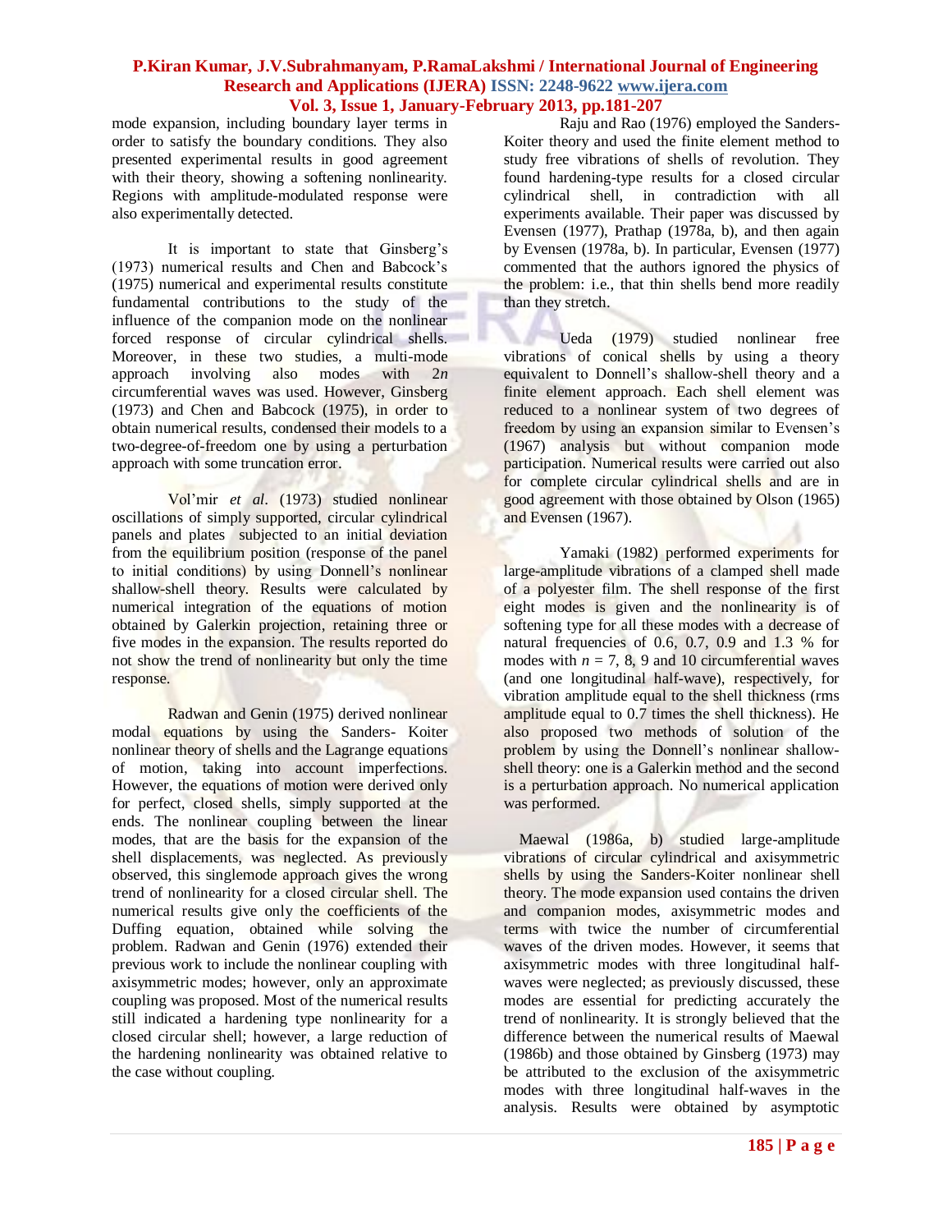mode expansion, including boundary layer terms in order to satisfy the boundary conditions. They also presented experimental results in good agreement with their theory, showing a softening nonlinearity. Regions with amplitude-modulated response were also experimentally detected.

It is important to state that Ginsberg's (1973) numerical results and Chen and Babcock's (1975) numerical and experimental results constitute fundamental contributions to the study of the influence of the companion mode on the nonlinear forced response of circular cylindrical shells. Moreover, in these two studies, a multi-mode approach involving also modes with $2n$ circumferential waves was used. However, Ginsberg (1973) and Chen and Babcock (1975), in order to obtain numerical results, condensed their models to a two-degree-of-freedom one by using a perturbation approach with some truncation error.

Vol'mir *et al*. (1973) studied nonlinear oscillations of simply supported, circular cylindrical panels and plates subjected to an initial deviation from the equilibrium position (response of the panel to initial conditions) by using Donnell's nonlinear shallow-shell theory. Results were calculated by numerical integration of the equations of motion obtained by Galerkin projection, retaining three or five modes in the expansion. The results reported do not show the trend of nonlinearity but only the time response.

Radwan and Genin (1975) derived nonlinear modal equations by using the Sanders- Koiter nonlinear theory of shells and the Lagrange equations of motion, taking into account imperfections. However, the equations of motion were derived only for perfect, closed shells, simply supported at the ends. The nonlinear coupling between the linear modes, that are the basis for the expansion of the shell displacements, was neglected. As previously observed, this singlemode approach gives the wrong trend of nonlinearity for a closed circular shell. The numerical results give only the coefficients of the Duffing equation, obtained while solving the problem. Radwan and Genin (1976) extended their previous work to include the nonlinear coupling with axisymmetric modes; however, only an approximate coupling was proposed. Most of the numerical results still indicated a hardening type nonlinearity for a closed circular shell; however, a large reduction of the hardening nonlinearity was obtained relative to the case without coupling.

Raju and Rao (1976) employed the Sanders-Koiter theory and used the finite element method to study free vibrations of shells of revolution. They found hardening-type results for a closed circular cylindrical shell, in contradiction with all experiments available. Their paper was discussed by Evensen (1977), Prathap (1978a, b), and then again by Evensen (1978a, b). In particular, Evensen (1977) commented that the authors ignored the physics of the problem: i.e., that thin shells bend more readily than they stretch.

Ueda (1979) studied nonlinear free vibrations of conical shells by using a theory equivalent to Donnell's shallow-shell theory and a finite element approach. Each shell element was reduced to a nonlinear system of two degrees of freedom by using an expansion similar to Evensen's (1967) analysis but without companion mode participation. Numerical results were carried out also for complete circular cylindrical shells and are in good agreement with those obtained by Olson (1965) and Evensen (1967).

Yamaki (1982) performed experiments for large-amplitude vibrations of a clamped shell made of a polyester film. The shell response of the first eight modes is given and the nonlinearity is of softening type for all these modes with a decrease of natural frequencies of 0.6, 0.7, 0.9 and 1.3 % for modes with $n = 7$, 8, 9 and 10 circumferential waves (and one longitudinal half-wave), respectively, for vibration amplitude equal to the shell thickness (rms amplitude equal to 0.7 times the shell thickness). He also proposed two methods of solution of the problem by using the Donnell's nonlinear shallow-shell theory: one is a Galerkin method and the second is a perturbation approach. No numerical application was performed.

Maewal (1986a, b) studied large-amplitude vibrations of circular cylindrical and axisymmetric shells by using the Sanders-Koiter nonlinear shell theory. The mode expansion used contains the driven and companion modes, axisymmetric modes and terms with twice the number of circumferential waves of the driven modes. However, it seems that axisymmetric modes with three longitudinal half-waves were neglected; as previously discussed, these modes are essential for predicting accurately the trend of nonlinearity. It is strongly believed that the difference between the numerical results of Maewal (1986b) and those obtained by Ginsberg (1973) may be attributed to the exclusion of the axisymmetric modes with three longitudinal half-waves in the analysis. Results were obtained by asymptotic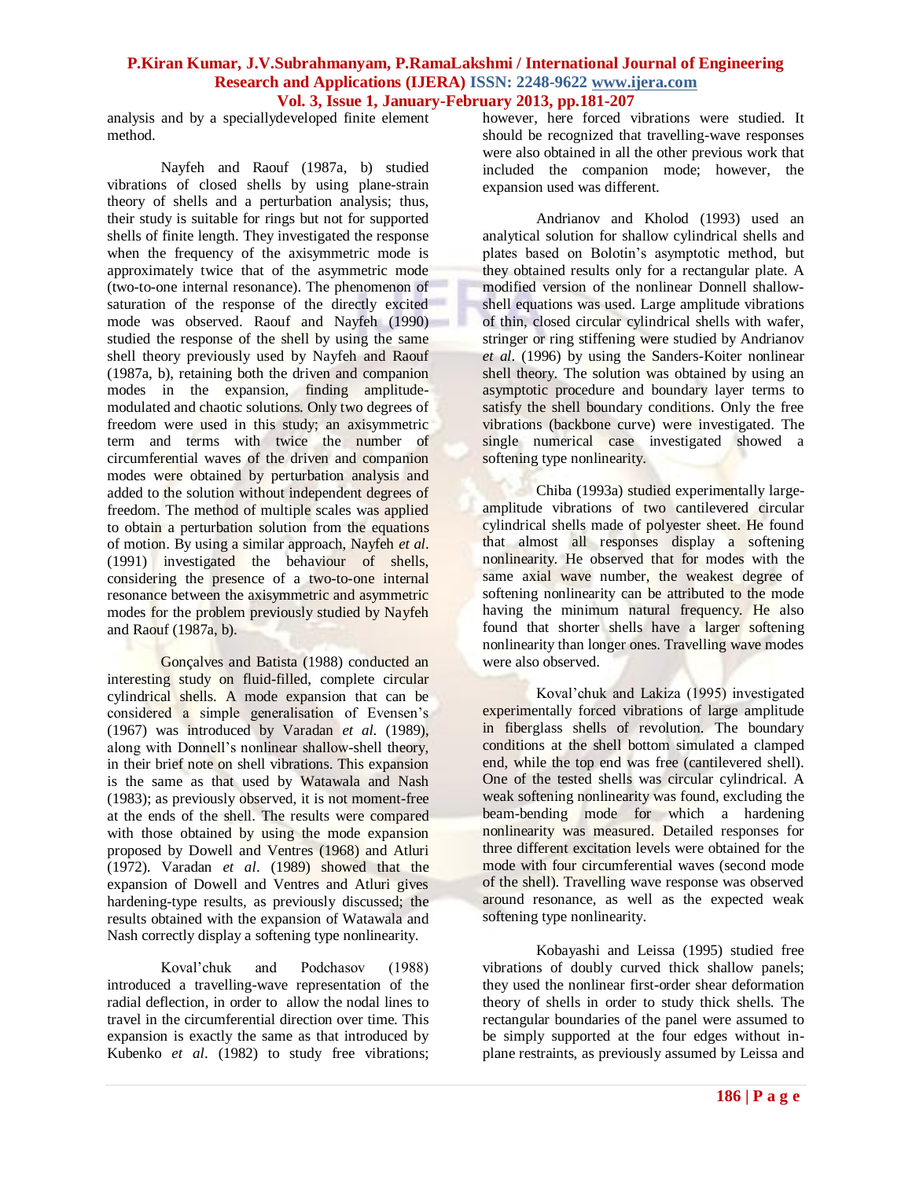analysis and by a speciallydeveloped finite element method.

Nayfeh and Raouf (1987a, b) studied vibrations of closed shells by using plane-strain theory of shells and a perturbation analysis; thus, their study is suitable for rings but not for supported shells of finite length. They investigated the response when the frequency of the axisymmetric mode is approximately twice that of the asymmetric mode (two-to-one internal resonance). The phenomenon of saturation of the response of the directly excited mode was observed. Raouf and Nayfeh (1990) studied the response of the shell by using the same shell theory previously used by Nayfeh and Raouf (1987a, b), retaining both the driven and companion modes in the expansion, finding amplitude-modulated and chaotic solutions. Only two degrees of freedom were used in this study; an axisymmetric term and terms with twice the number of circumferential waves of the driven and companion modes were obtained by perturbation analysis and added to the solution without independent degrees of freedom. The method of multiple scales was applied to obtain a perturbation solution from the equations of motion. By using a similar approach, Nayfeh *et al*. (1991) investigated the behaviour of shells, considering the presence of a two-to-one internal resonance between the axisymmetric and asymmetric modes for the problem previously studied by Nayfeh and Raouf (1987a, b).

Gonçalves and Batista (1988) conducted an interesting study on fluid-filled, complete circular cylindrical shells. A mode expansion that can be considered a simple generalisation of Evensen's (1967) was introduced by Varadan *et al.* (1989), along with Donnell's nonlinear shallow-shell theory, in their brief note on shell vibrations. This expansion is the same as that used by Watawala and Nash (1983); as previously observed, it is not moment-free at the ends of the shell. The results were compared with those obtained by using the mode expansion proposed by Dowell and Ventres (1968) and Atluri (1972). Varadan *et al*. (1989) showed that the expansion of Dowell and Ventres and Atluri gives hardening-type results, as previously discussed; the results obtained with the expansion of Watawala and Nash correctly display a softening type nonlinearity.

Koval'chuk and Podchasov (1988) introduced a travelling-wave representation of the radial deflection, in order to allow the nodal lines to travel in the circumferential direction over time. This expansion is exactly the same as that introduced by Kubenko *et al*. (1982) to study free vibrations; however, here forced vibrations were studied. It should be recognized that travelling-wave responses were also obtained in all the other previous work that included the companion mode; however, the expansion used was different.

Andrianov and Kholod (1993) used an analytical solution for shallow cylindrical shells and plates based on Bolotin's asymptotic method, but they obtained results only for a rectangular plate. A modified version of the nonlinear Donnell shallow-shell equations was used. Large amplitude vibrations of thin, closed circular cylindrical shells with wafer, stringer or ring stiffening were studied by Andrianov *et al*. (1996) by using the Sanders-Koiter nonlinear shell theory. The solution was obtained by using an asymptotic procedure and boundary layer terms to satisfy the shell boundary conditions. Only the free vibrations (backbone curve) were investigated. The single numerical case investigated showed a softening type nonlinearity.

Chiba (1993a) studied experimentally large-amplitude vibrations of two cantilevered circular cylindrical shells made of polyester sheet. He found that almost all responses display a softening nonlinearity. He observed that for modes with the same axial wave number, the weakest degree of softening nonlinearity can be attributed to the mode having the minimum natural frequency. He also found that shorter shells have a larger softening nonlinearity than longer ones. Travelling wave modes were also observed.

Koval'chuk and Lakiza (1995) investigated experimentally forced vibrations of large amplitude in fiberglass shells of revolution. The boundary conditions at the shell bottom simulated a clamped end, while the top end was free (cantilevered shell). One of the tested shells was circular cylindrical. A weak softening nonlinearity was found, excluding the beam-bending mode for which a hardening nonlinearity was measured. Detailed responses for three different excitation levels were obtained for the mode with four circumferential waves (second mode of the shell). Travelling wave response was observed around resonance, as well as the expected weak softening type nonlinearity.

Kobayashi and Leissa (1995) studied free vibrations of doubly curved thick shallow panels; they used the nonlinear first-order shear deformation theory of shells in order to study thick shells. The rectangular boundaries of the panel were assumed to be simply supported at the four edges without in-plane restraints, as previously assumed by Leissa and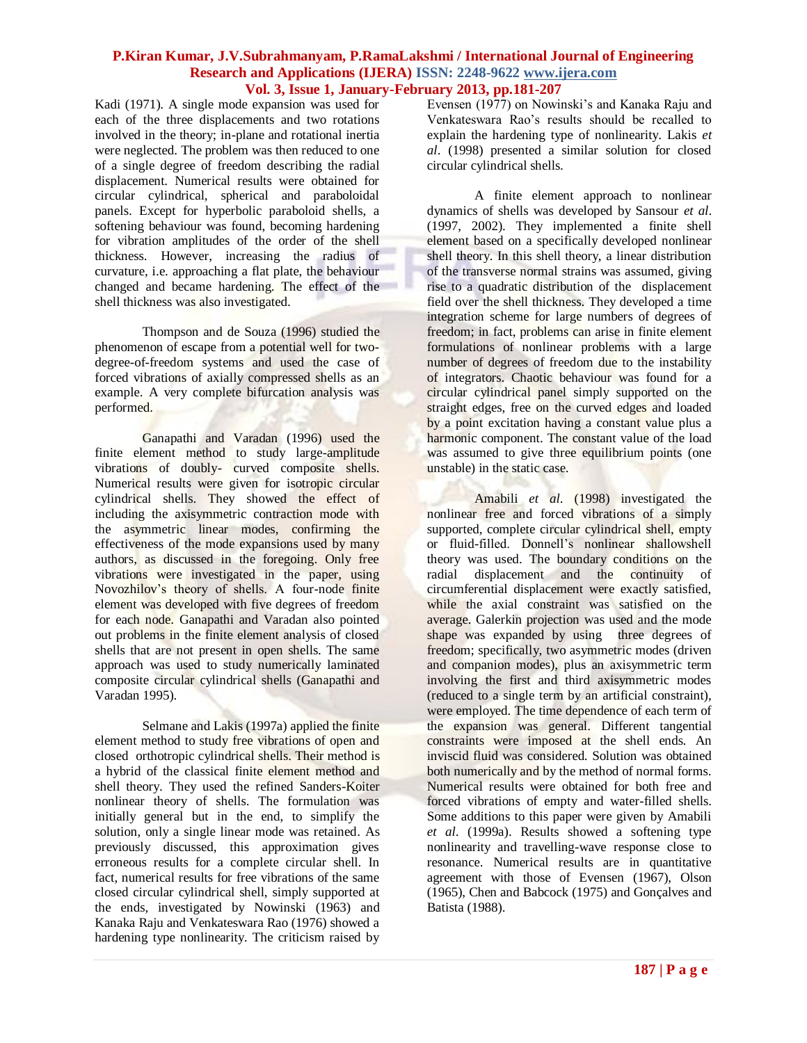Kadi (1971). A single mode expansion was used for each of the three displacements and two rotations involved in the theory; in-plane and rotational inertia were neglected. The problem was then reduced to one of a single degree of freedom describing the radial displacement. Numerical results were obtained for circular cylindrical, spherical and paraboloidal panels. Except for hyperbolic paraboloid shells, a softening behaviour was found, becoming hardening for vibration amplitudes of the order of the shell thickness. However, increasing the radius of curvature, i.e. approaching a flat plate, the behaviour changed and became hardening. The effect of the shell thickness was also investigated.

Thompson and de Souza (1996) studied the phenomenon of escape from a potential well for two-degree-of-freedom systems and used the case of forced vibrations of axially compressed shells as an example. A very complete bifurcation analysis was performed.

Ganapathi and Varadan (1996) used the finite element method to study large-amplitude vibrations of doubly- curved composite shells. Numerical results were given for isotropic circular cylindrical shells. They showed the effect of including the axisymmetric contraction mode with the asymmetric linear modes, confirming the effectiveness of the mode expansions used by many authors, as discussed in the foregoing. Only free vibrations were investigated in the paper, using Novozhilov's theory of shells. A four-node finite element was developed with five degrees of freedom for each node. Ganapathi and Varadan also pointed out problems in the finite element analysis of closed shells that are not present in open shells. The same approach was used to study numerically laminated composite circular cylindrical shells (Ganapathi and Varadan 1995).

Selmane and Lakis (1997a) applied the finite element method to study free vibrations of open and closed orthotropic cylindrical shells. Their method is a hybrid of the classical finite element method and shell theory. They used the refined Sanders-Koiter nonlinear theory of shells. The formulation was initially general but in the end, to simplify the solution, only a single linear mode was retained. As previously discussed, this approximation gives erroneous results for a complete circular shell. In fact, numerical results for free vibrations of the same closed circular cylindrical shell, simply supported at the ends, investigated by Nowinski (1963) and Kanaka Raju and Venkateswara Rao (1976) showed a hardening type nonlinearity. The criticism raised by Evensen (1977) on Nowinski's and Kanaka Raju and Venkateswara Rao's results should be recalled to explain the hardening type of nonlinearity. Lakis *et al*. (1998) presented a similar solution for closed circular cylindrical shells.

A finite element approach to nonlinear dynamics of shells was developed by Sansour *et al*. (1997, 2002). They implemented a finite shell element based on a specifically developed nonlinear shell theory. In this shell theory, a linear distribution of the transverse normal strains was assumed, giving rise to a quadratic distribution of the displacement field over the shell thickness. They developed a time integration scheme for large numbers of degrees of freedom; in fact, problems can arise in finite element formulations of nonlinear problems with a large number of degrees of freedom due to the instability of integrators. Chaotic behaviour was found for a circular cylindrical panel simply supported on the straight edges, free on the curved edges and loaded by a point excitation having a constant value plus a harmonic component. The constant value of the load was assumed to give three equilibrium points (one unstable) in the static case.

Amabili *et al*. (1998) investigated the nonlinear free and forced vibrations of a simply supported, complete circular cylindrical shell, empty or fluid-filled. Donnell's nonlinear shallowshell theory was used. The boundary conditions on the radial displacement and the continuity of circumferential displacement were exactly satisfied, while the axial constraint was satisfied on the average. Galerkin projection was used and the mode shape was expanded by using three degrees of freedom; specifically, two asymmetric modes (driven and companion modes), plus an axisymmetric term involving the first and third axisymmetric modes (reduced to a single term by an artificial constraint), were employed. The time dependence of each term of the expansion was general. Different tangential constraints were imposed at the shell ends. An inviscid fluid was considered. Solution was obtained both numerically and by the method of normal forms. Numerical results were obtained for both free and forced vibrations of empty and water-filled shells. Some additions to this paper were given by Amabili *et al*. (1999a). Results showed a softening type nonlinearity and travelling-wave response close to resonance. Numerical results are in quantitative agreement with those of Evensen (1967), Olson (1965), Chen and Babcock (1975) and Gonçalves and Batista (1988).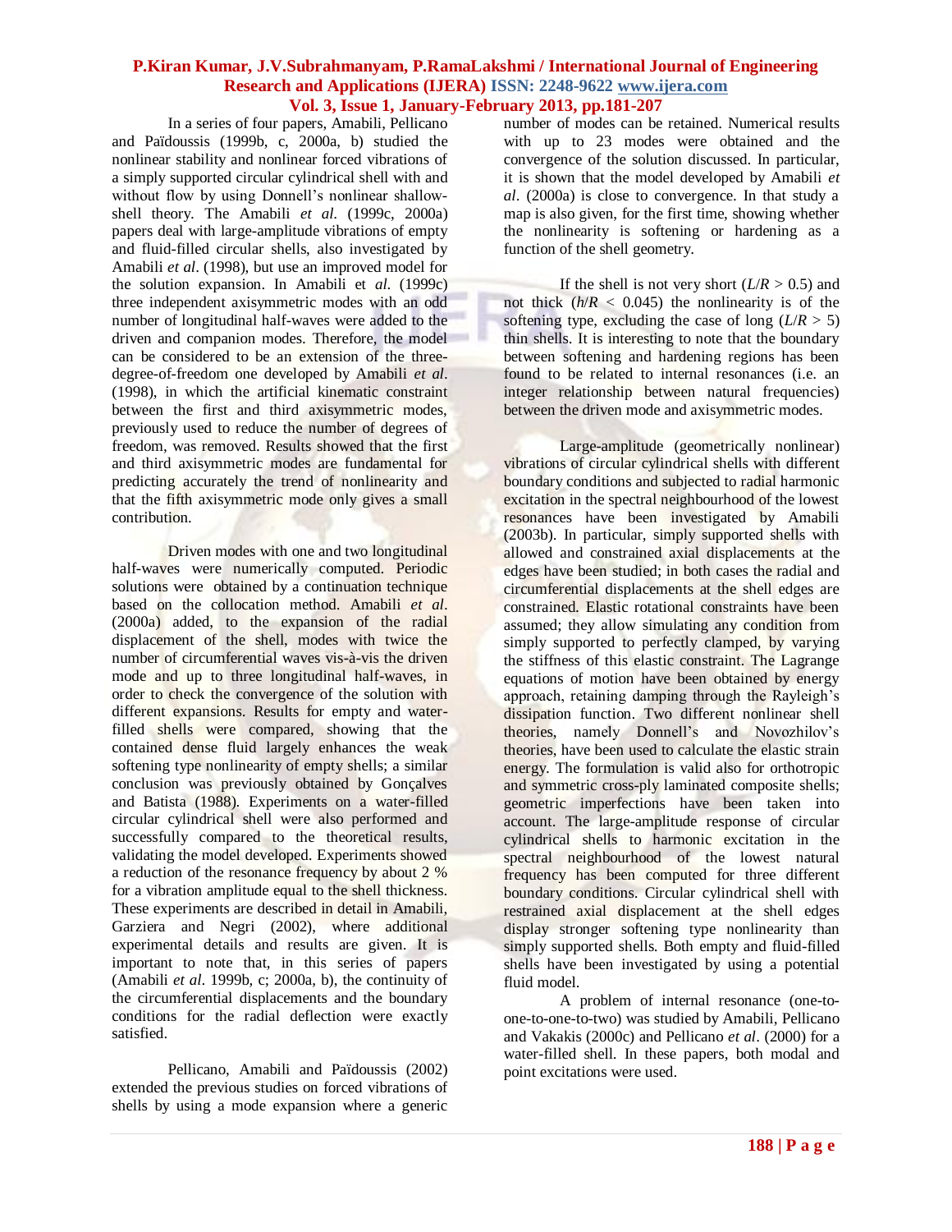In a series of four papers, Amabili, Pellicano and Païdoussis (1999b, c, 2000a, b) studied the nonlinear stability and nonlinear forced vibrations of a simply supported circular cylindrical shell with and without flow by using Donnell's nonlinear shallow-shell theory. The Amabili *et al.* (1999c, 2000a) papers deal with large-amplitude vibrations of empty and fluid-filled circular shells, also investigated by Amabili *et al*. (1998), but use an improved model for the solution expansion. In Amabili et *al*. (1999c) three independent axisymmetric modes with an odd number of longitudinal half-waves were added to the driven and companion modes. Therefore, the model can be considered to be an extension of the three-degree-of-freedom one developed by Amabili *et al*. (1998), in which the artificial kinematic constraint between the first and third axisymmetric modes, previously used to reduce the number of degrees of freedom, was removed. Results showed that the first and third axisymmetric modes are fundamental for predicting accurately the trend of nonlinearity and that the fifth axisymmetric mode only gives a small contribution.

Driven modes with one and two longitudinal half-waves were numerically computed. Periodic solutions were obtained by a continuation technique based on the collocation method. Amabili *et al*. (2000a) added, to the expansion of the radial displacement of the shell, modes with twice the number of circumferential waves vis-à-vis the driven mode and up to three longitudinal half-waves, in order to check the convergence of the solution with different expansions. Results for empty and water-filled shells were compared, showing that the contained dense fluid largely enhances the weak softening type nonlinearity of empty shells; a similar conclusion was previously obtained by Gonçalves and Batista (1988). Experiments on a water-filled circular cylindrical shell were also performed and successfully compared to the theoretical results, validating the model developed. Experiments showed a reduction of the resonance frequency by about 2 % for a vibration amplitude equal to the shell thickness. These experiments are described in detail in Amabili, Garziera and Negri (2002), where additional experimental details and results are given. It is important to note that, in this series of papers (Amabili *et al*. 1999b, c; 2000a, b), the continuity of the circumferential displacements and the boundary conditions for the radial deflection were exactly satisfied.

Pellicano, Amabili and Païdoussis (2002) extended the previous studies on forced vibrations of shells by using a mode expansion where a generic number of modes can be retained. Numerical results with up to 23 modes were obtained and the convergence of the solution discussed. In particular, it is shown that the model developed by Amabili *et al*. (2000a) is close to convergence. In that study a map is also given, for the first time, showing whether the nonlinearity is softening or hardening as a function of the shell geometry.

If the shell is not very short ($L/R > 0.5$) and not thick ($h/R < 0.045$) the nonlinearity is of the softening type, excluding the case of long ($L/R > 5$) thin shells. It is interesting to note that the boundary between softening and hardening regions has been found to be related to internal resonances (i.e. an integer relationship between natural frequencies) between the driven mode and axisymmetric modes.

Large-amplitude (geometrically nonlinear) vibrations of circular cylindrical shells with different boundary conditions and subjected to radial harmonic excitation in the spectral neighbourhood of the lowest resonances have been investigated by Amabili (2003b). In particular, simply supported shells with allowed and constrained axial displacements at the edges have been studied; in both cases the radial and circumferential displacements at the shell edges are constrained. Elastic rotational constraints have been assumed; they allow simulating any condition from simply supported to perfectly clamped, by varying the stiffness of this elastic constraint. The Lagrange equations of motion have been obtained by energy approach, retaining damping through the Rayleigh's dissipation function. Two different nonlinear shell theories, namely Donnell's and Novozhilov's theories, have been used to calculate the elastic strain energy. The formulation is valid also for orthotropic and symmetric cross-ply laminated composite shells; geometric imperfections have been taken into account. The large-amplitude response of circular cylindrical shells to harmonic excitation in the spectral neighbourhood of the lowest natural frequency has been computed for three different boundary conditions. Circular cylindrical shell with restrained axial displacement at the shell edges display stronger softening type nonlinearity than simply supported shells. Both empty and fluid-filled shells have been investigated by using a potential fluid model.

A problem of internal resonance (one-to-one-to-one-to-two) was studied by Amabili, Pellicano and Vakakis (2000c) and Pellicano *et al*. (2000) for a water-filled shell. In these papers, both modal and point excitations were used.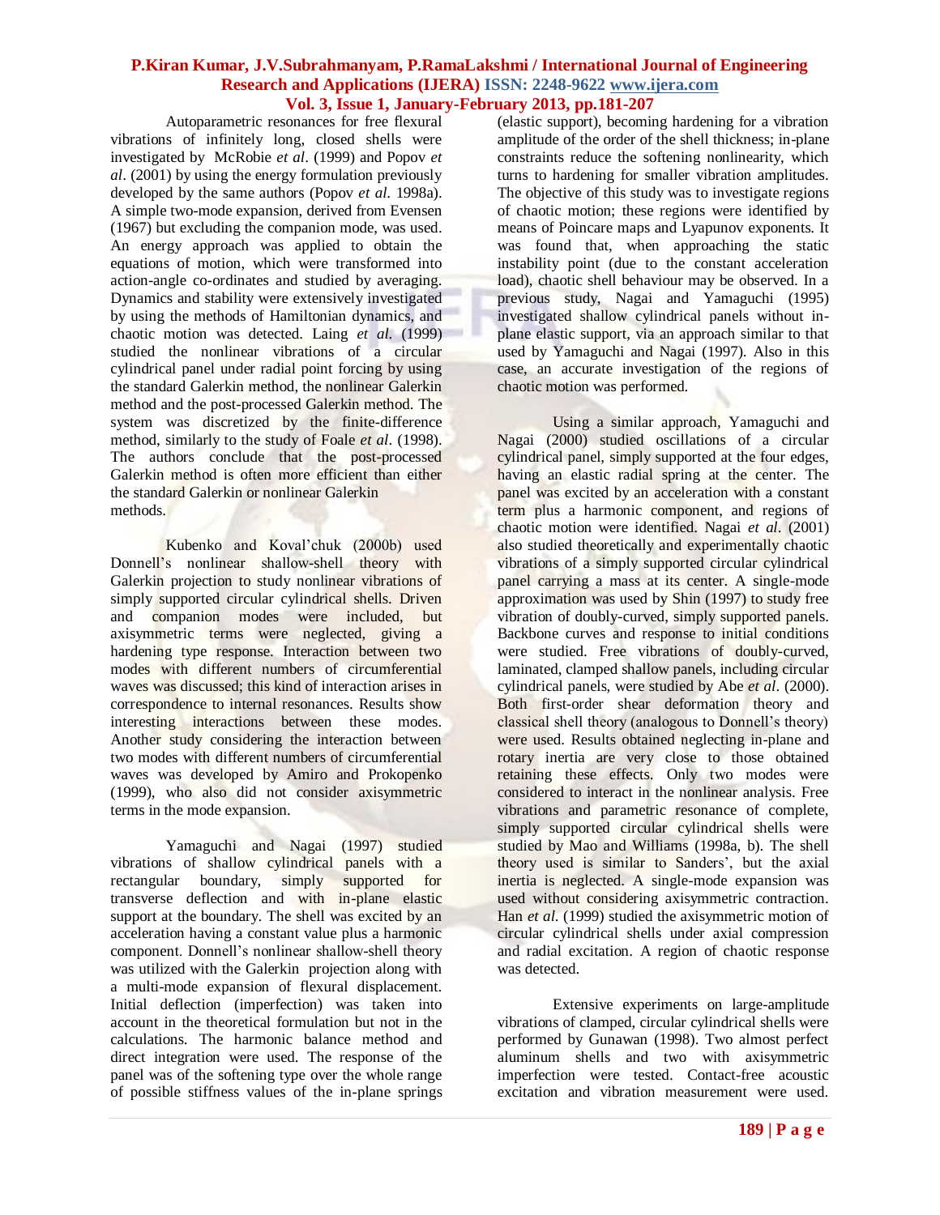Autoparametric resonances for free flexural vibrations of infinitely long, closed shells were investigated by McRobie *et al*. (1999) and Popov *et al*. (2001) by using the energy formulation previously developed by the same authors (Popov *et al.* 1998a). A simple two-mode expansion, derived from Evensen (1967) but excluding the companion mode, was used. An energy approach was applied to obtain the equations of motion, which were transformed into action-angle co-ordinates and studied by averaging. Dynamics and stability were extensively investigated by using the methods of Hamiltonian dynamics, and chaotic motion was detected. Laing *et al.* (1999) studied the nonlinear vibrations of a circular cylindrical panel under radial point forcing by using the standard Galerkin method, the nonlinear Galerkin method and the post-processed Galerkin method. The system was discretized by the finite-difference method, similarly to the study of Foale *et al*. (1998). The authors conclude that the post-processed Galerkin method is often more efficient than either the standard Galerkin or nonlinear Galerkin methods.

Kubenko and Koval'chuk (2000b) used Donnell's nonlinear shallow-shell theory with Galerkin projection to study nonlinear vibrations of simply supported circular cylindrical shells. Driven and companion modes were included, but axisymmetric terms were neglected, giving a hardening type response. Interaction between two modes with different numbers of circumferential waves was discussed; this kind of interaction arises in correspondence to internal resonances. Results show interesting interactions between these modes. Another study considering the interaction between two modes with different numbers of circumferential waves was developed by Amiro and Prokopenko (1999), who also did not consider axisymmetric terms in the mode expansion.

Yamaguchi and Nagai (1997) studied vibrations of shallow cylindrical panels with a rectangular boundary, simply supported for transverse deflection and with in-plane elastic support at the boundary. The shell was excited by an acceleration having a constant value plus a harmonic component. Donnell's nonlinear shallow-shell theory was utilized with the Galerkin projection along with a multi-mode expansion of flexural displacement. Initial deflection (imperfection) was taken into account in the theoretical formulation but not in the calculations. The harmonic balance method and direct integration were used. The response of the panel was of the softening type over the whole range of possible stiffness values of the in-plane springs (elastic support), becoming hardening for a vibration amplitude of the order of the shell thickness; in-plane constraints reduce the softening nonlinearity, which turns to hardening for smaller vibration amplitudes. The objective of this study was to investigate regions of chaotic motion; these regions were identified by means of Poincare maps and Lyapunov exponents. It was found that, when approaching the static instability point (due to the constant acceleration load), chaotic shell behaviour may be observed. In a previous study, Nagai and Yamaguchi (1995) investigated shallow cylindrical panels without in-plane elastic support, via an approach similar to that used by Yamaguchi and Nagai (1997). Also in this case, an accurate investigation of the regions of chaotic motion was performed.

Using a similar approach, Yamaguchi and Nagai (2000) studied oscillations of a circular cylindrical panel, simply supported at the four edges, having an elastic radial spring at the center. The panel was excited by an acceleration with a constant term plus a harmonic component, and regions of chaotic motion were identified. Nagai *et al*. (2001) also studied theoretically and experimentally chaotic vibrations of a simply supported circular cylindrical panel carrying a mass at its center. A single-mode approximation was used by Shin (1997) to study free vibration of doubly-curved, simply supported panels. Backbone curves and response to initial conditions were studied. Free vibrations of doubly-curved, laminated, clamped shallow panels, including circular cylindrical panels, were studied by Abe *et al*. (2000). Both first-order shear deformation theory and classical shell theory (analogous to Donnell's theory) were used. Results obtained neglecting in-plane and rotary inertia are very close to those obtained retaining these effects. Only two modes were considered to interact in the nonlinear analysis. Free vibrations and parametric resonance of complete, simply supported circular cylindrical shells were studied by Mao and Williams (1998a, b). The shell theory used is similar to Sanders', but the axial inertia is neglected. A single-mode expansion was used without considering axisymmetric contraction. Han *et al.* (1999) studied the axisymmetric motion of circular cylindrical shells under axial compression and radial excitation. A region of chaotic response was detected.

Extensive experiments on large-amplitude vibrations of clamped, circular cylindrical shells were performed by Gunawan (1998). Two almost perfect aluminum shells and two with axisymmetric imperfection were tested. Contact-free acoustic excitation and vibration measurement were used.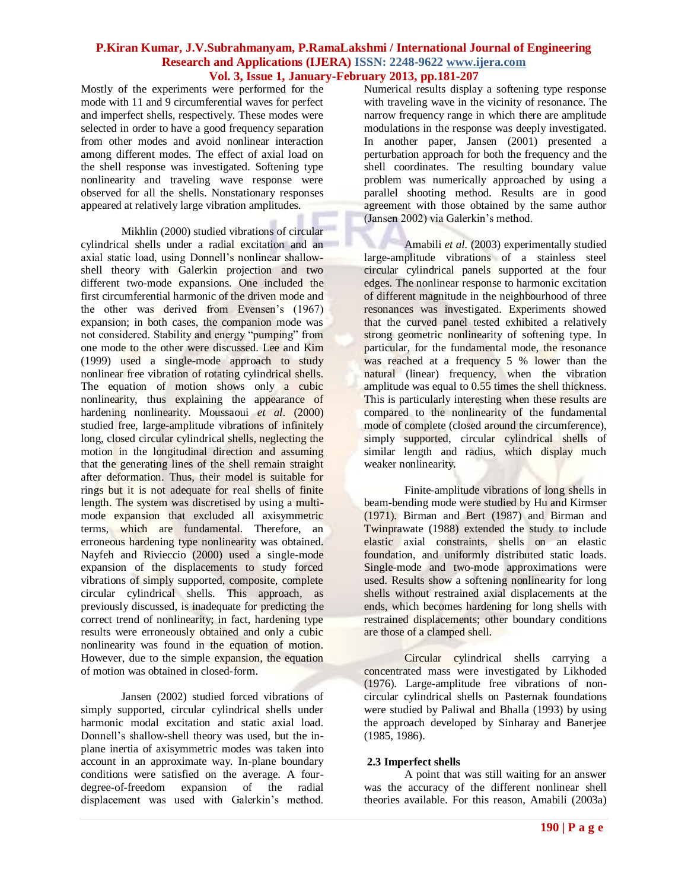Mostly of the experiments were performed for the mode with 11 and 9 circumferential waves for perfect and imperfect shells, respectively. These modes were selected in order to have a good frequency separation from other modes and avoid nonlinear interaction among different modes. The effect of axial load on the shell response was investigated. Softening type nonlinearity and traveling wave response were observed for all the shells. Nonstationary responses appeared at relatively large vibration amplitudes.

Mikhlin (2000) studied vibrations of circular cylindrical shells under a radial excitation and an axial static load, using Donnell's nonlinear shallow-shell theory with Galerkin projection and two different two-mode expansions. One included the first circumferential harmonic of the driven mode and the other was derived from Evensen's (1967) expansion; in both cases, the companion mode was not considered. Stability and energy "pumping" from one mode to the other were discussed. Lee and Kim (1999) used a single-mode approach to study nonlinear free vibration of rotating cylindrical shells. The equation of motion shows only a cubic nonlinearity, thus explaining the appearance of hardening nonlinearity. Moussaoui *et al*. (2000) studied free, large-amplitude vibrations of infinitely long, closed circular cylindrical shells, neglecting the motion in the longitudinal direction and assuming that the generating lines of the shell remain straight after deformation. Thus, their model is suitable for rings but it is not adequate for real shells of finite length. The system was discretised by using a multi-mode expansion that excluded all axisymmetric terms, which are fundamental. Therefore, an erroneous hardening type nonlinearity was obtained. Nayfeh and Rivieccio (2000) used a single-mode expansion of the displacements to study forced vibrations of simply supported, composite, complete circular cylindrical shells. This approach, as previously discussed, is inadequate for predicting the correct trend of nonlinearity; in fact, hardening type results were erroneously obtained and only a cubic nonlinearity was found in the equation of motion. However, due to the simple expansion, the equation of motion was obtained in closed-form.

Jansen (2002) studied forced vibrations of simply supported, circular cylindrical shells under harmonic modal excitation and static axial load. Donnell's shallow-shell theory was used, but the in-plane inertia of axisymmetric modes was taken into account in an approximate way. In-plane boundary conditions were satisfied on the average. A four-degree-of-freedom expansion of the radial displacement was used with Galerkin's method. Numerical results display a softening type response with traveling wave in the vicinity of resonance. The narrow frequency range in which there are amplitude modulations in the response was deeply investigated. In another paper, Jansen (2001) presented a perturbation approach for both the frequency and the shell coordinates. The resulting boundary value problem was numerically approached by using a parallel shooting method. Results are in good agreement with those obtained by the same author (Jansen 2002) via Galerkin's method.

Amabili *et al*. (2003) experimentally studied large-amplitude vibrations of a stainless steel circular cylindrical panels supported at the four edges. The nonlinear response to harmonic excitation of different magnitude in the neighbourhood of three resonances was investigated. Experiments showed that the curved panel tested exhibited a relatively strong geometric nonlinearity of softening type. In particular, for the fundamental mode, the resonance was reached at a frequency 5 % lower than the natural (linear) frequency, when the vibration amplitude was equal to 0.55 times the shell thickness. This is particularly interesting when these results are compared to the nonlinearity of the fundamental mode of complete (closed around the circumference), simply supported, circular cylindrical shells of similar length and radius, which display much weaker nonlinearity.

Finite-amplitude vibrations of long shells in beam-bending mode were studied by Hu and Kirmser (1971). Birman and Bert (1987) and Birman and Twinprawate (1988) extended the study to include elastic axial constraints, shells on an elastic foundation, and uniformly distributed static loads. Single-mode and two-mode approximations were used. Results show a softening nonlinearity for long shells without restrained axial displacements at the ends, which becomes hardening for long shells with restrained displacements; other boundary conditions are those of a clamped shell.

Circular cylindrical shells carrying a concentrated mass were investigated by Likhoded (1976). Large-amplitude free vibrations of non-circular cylindrical shells on Pasternak foundations were studied by Paliwal and Bhalla (1993) by using the approach developed by Sinharay and Banerjee (1985, 1986).

### 2.3 Imperfect shells

A point that was still waiting for an answer was the accuracy of the different nonlinear shell theories available. For this reason, Amabili (2003a)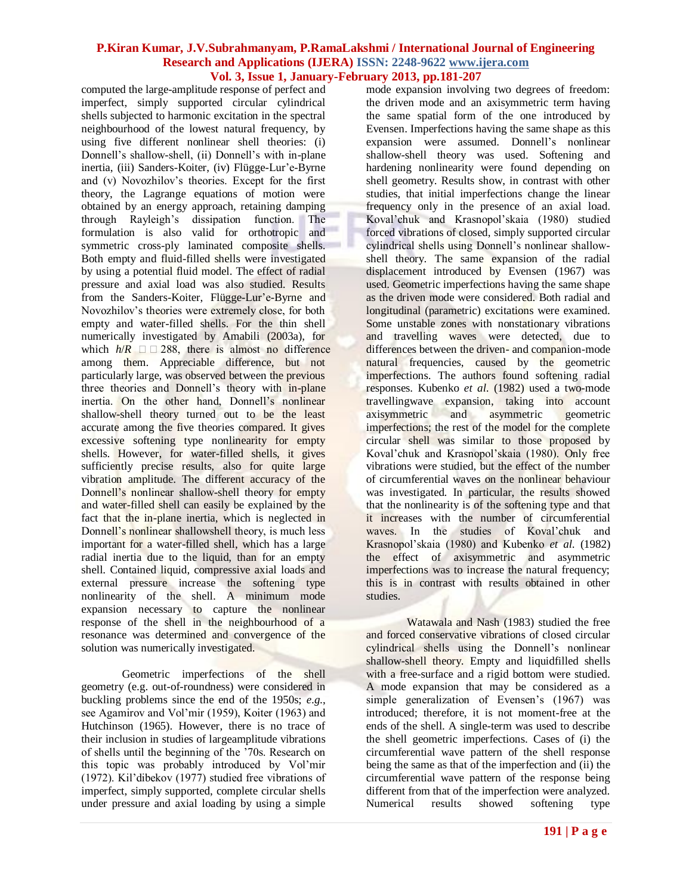computed the large-amplitude response of perfect and imperfect, simply supported circular cylindrical shells subjected to harmonic excitation in the spectral neighbourhood of the lowest natural frequency, by using five different nonlinear shell theories: (i) Donnell's shallow-shell, (ii) Donnell's with in-plane inertia, (iii) Sanders-Koiter, (iv) Flügge-Lur'e-Byrne and (v) Novozhilov's theories. Except for the first theory, the Lagrange equations of motion were obtained by an energy approach, retaining damping through Rayleigh's dissipation function. The formulation is also valid for orthotropic and symmetric cross-ply laminated composite shells. Both empty and fluid-filled shells were investigated by using a potential fluid model. The effect of radial pressure and axial load was also studied. Results from the Sanders-Koiter, Flügge-Lur'e-Byrne and Novozhilov's theories were extremely close, for both empty and water-filled shells. For the thin shell numerically investigated by Amabili (2003a), for which *h*/*R* □□288, there is almost no difference among them. Appreciable difference, but not particularly large, was observed between the previous three theories and Donnell's theory with in-plane inertia. On the other hand, Donnell's nonlinear shallow-shell theory turned out to be the least accurate among the five theories compared. It gives excessive softening type nonlinearity for empty shells. However, for water-filled shells, it gives sufficiently precise results, also for quite large vibration amplitude. The different accuracy of the Donnell's nonlinear shallow-shell theory for empty and water-filled shell can easily be explained by the fact that the in-plane inertia, which is neglected in Donnell's nonlinear shallowshell theory, is much less important for a water-filled shell, which has a large radial inertia due to the liquid, than for an empty shell. Contained liquid, compressive axial loads and external pressure increase the softening type nonlinearity of the shell. A minimum mode expansion necessary to capture the nonlinear response of the shell in the neighbourhood of a resonance was determined and convergence of the solution was numerically investigated.

Geometric imperfections of the shell geometry (e.g. out-of-roundness) were considered in buckling problems since the end of the 1950s; *e.g.*, see Agamirov and Vol'mir (1959), Koiter (1963) and Hutchinson (1965). However, there is no trace of their inclusion in studies of largeamplitude vibrations of shells until the beginning of the '70s. Research on this topic was probably introduced by Vol'mir (1972). Kil'dibekov (1977) studied free vibrations of imperfect, simply supported, complete circular shells under pressure and axial loading by using a simple mode expansion involving two degrees of freedom: the driven mode and an axisymmetric term having the same spatial form of the one introduced by Evensen. Imperfections having the same shape as this expansion were assumed. Donnell's nonlinear shallow-shell theory was used. Softening and hardening nonlinearity were found depending on shell geometry. Results show, in contrast with other studies, that initial imperfections change the linear frequency only in the presence of an axial load. Koval'chuk and Krasnopol'skaia (1980) studied forced vibrations of closed, simply supported circular cylindrical shells using Donnell's nonlinear shallow-shell theory. The same expansion of the radial displacement introduced by Evensen (1967) was used. Geometric imperfections having the same shape as the driven mode were considered. Both radial and longitudinal (parametric) excitations were examined. Some unstable zones with nonstationary vibrations and travelling waves were detected, due to differences between the driven- and companion-mode natural frequencies, caused by the geometric imperfections. The authors found softening radial responses. Kubenko *et al.* (1982) used a two-mode travellingwave expansion, taking into account axisymmetric and asymmetric geometric imperfections; the rest of the model for the complete circular shell was similar to those proposed by Koval'chuk and Krasnopol'skaia (1980). Only free vibrations were studied, but the effect of the number of circumferential waves on the nonlinear behaviour was investigated. In particular, the results showed that the nonlinearity is of the softening type and that it increases with the number of circumferential waves. In the studies of Koval'chuk and Krasnopol'skaia (1980) and Kubenko *et al.* (1982) the effect of axisymmetric and asymmetric imperfections was to increase the natural frequency; this is in contrast with results obtained in other studies.

Watawala and Nash (1983) studied the free and forced conservative vibrations of closed circular cylindrical shells using the Donnell's nonlinear shallow-shell theory. Empty and liquidfilled shells with a free-surface and a rigid bottom were studied. A mode expansion that may be considered as a simple generalization of Evensen's (1967) was introduced; therefore, it is not moment-free at the ends of the shell. A single-term was used to describe the shell geometric imperfections. Cases of (i) the circumferential wave pattern of the shell response being the same as that of the imperfection and (ii) the circumferential wave pattern of the response being different from that of the imperfection were analyzed. Numerical results showed softening type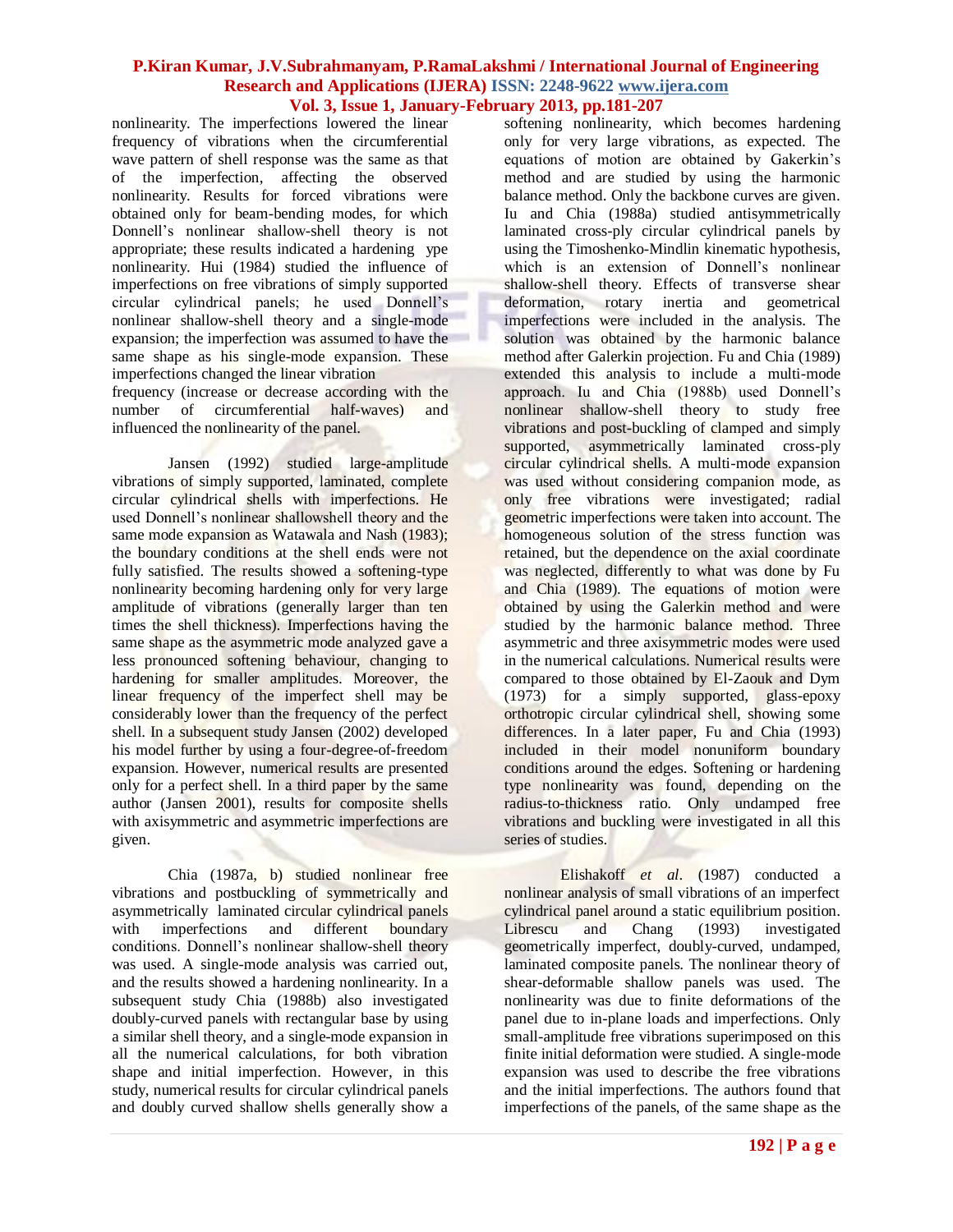nonlinearity. The imperfections lowered the linear frequency of vibrations when the circumferential wave pattern of shell response was the same as that of the imperfection, affecting the observed nonlinearity. Results for forced vibrations were obtained only for beam-bending modes, for which Donnell's nonlinear shallow-shell theory is not appropriate; these results indicated a hardening ype nonlinearity. Hui (1984) studied the influence of imperfections on free vibrations of simply supported circular cylindrical panels; he used Donnell's nonlinear shallow-shell theory and a single-mode expansion; the imperfection was assumed to have the same shape as his single-mode expansion. These imperfections changed the linear vibration frequency (increase or decrease according with the number of circumferential half-waves) and influenced the nonlinearity of the panel.

Jansen (1992) studied large-amplitude vibrations of simply supported, laminated, complete circular cylindrical shells with imperfections. He used Donnell's nonlinear shallowshell theory and the same mode expansion as Watawala and Nash (1983); the boundary conditions at the shell ends were not fully satisfied. The results showed a softening-type nonlinearity becoming hardening only for very large amplitude of vibrations (generally larger than ten times the shell thickness). Imperfections having the same shape as the asymmetric mode analyzed gave a less pronounced softening behaviour, changing to hardening for smaller amplitudes. Moreover, the linear frequency of the imperfect shell may be considerably lower than the frequency of the perfect shell. In a subsequent study Jansen (2002) developed his model further by using a four-degree-of-freedom expansion. However, numerical results are presented only for a perfect shell. In a third paper by the same author (Jansen 2001), results for composite shells with axisymmetric and asymmetric imperfections are given.

Chia (1987a, b) studied nonlinear free vibrations and postbuckling of symmetrically and asymmetrically laminated circular cylindrical panels with imperfections and different boundary conditions. Donnell's nonlinear shallow-shell theory was used. A single-mode analysis was carried out, and the results showed a hardening nonlinearity. In a subsequent study Chia (1988b) also investigated doubly-curved panels with rectangular base by using a similar shell theory, and a single-mode expansion in all the numerical calculations, for both vibration shape and initial imperfection. However, in this study, numerical results for circular cylindrical panels and doubly curved shallow shells generally show a softening nonlinearity, which becomes hardening only for very large vibrations, as expected. The equations of motion are obtained by Gakerkin's method and are studied by using the harmonic balance method. Only the backbone curves are given. Iu and Chia (1988a) studied antisymmetrically laminated cross-ply circular cylindrical panels by using the Timoshenko-Mindlin kinematic hypothesis, which is an extension of Donnell's nonlinear shallow-shell theory. Effects of transverse shear deformation, rotary inertia and geometrical imperfections were included in the analysis. The solution was obtained by the harmonic balance method after Galerkin projection. Fu and Chia (1989) extended this analysis to include a multi-mode approach. Iu and Chia (1988b) used Donnell's nonlinear shallow-shell theory to study free vibrations and post-buckling of clamped and simply supported, asymmetrically laminated cross-ply circular cylindrical shells. A multi-mode expansion was used without considering companion mode, as only free vibrations were investigated; radial geometric imperfections were taken into account. The homogeneous solution of the stress function was retained, but the dependence on the axial coordinate was neglected, differently to what was done by Fu and Chia (1989). The equations of motion were obtained by using the Galerkin method and were studied by the harmonic balance method. Three asymmetric and three axisymmetric modes were used in the numerical calculations. Numerical results were compared to those obtained by El-Zaouk and Dym (1973) for a simply supported, glass-epoxy orthotropic circular cylindrical shell, showing some differences. In a later paper, Fu and Chia (1993) included in their model nonuniform boundary conditions around the edges. Softening or hardening type nonlinearity was found, depending on the radius-to-thickness ratio. Only undamped free vibrations and buckling were investigated in all this series of studies.

Elishakoff *et al*. (1987) conducted a nonlinear analysis of small vibrations of an imperfect cylindrical panel around a static equilibrium position. Librescu and Chang (1993) investigated geometrically imperfect, doubly-curved, undamped, laminated composite panels. The nonlinear theory of shear-deformable shallow panels was used. The nonlinearity was due to finite deformations of the panel due to in-plane loads and imperfections. Only small-amplitude free vibrations superimposed on this finite initial deformation were studied. A single-mode expansion was used to describe the free vibrations and the initial imperfections. The authors found that imperfections of the panels, of the same shape as the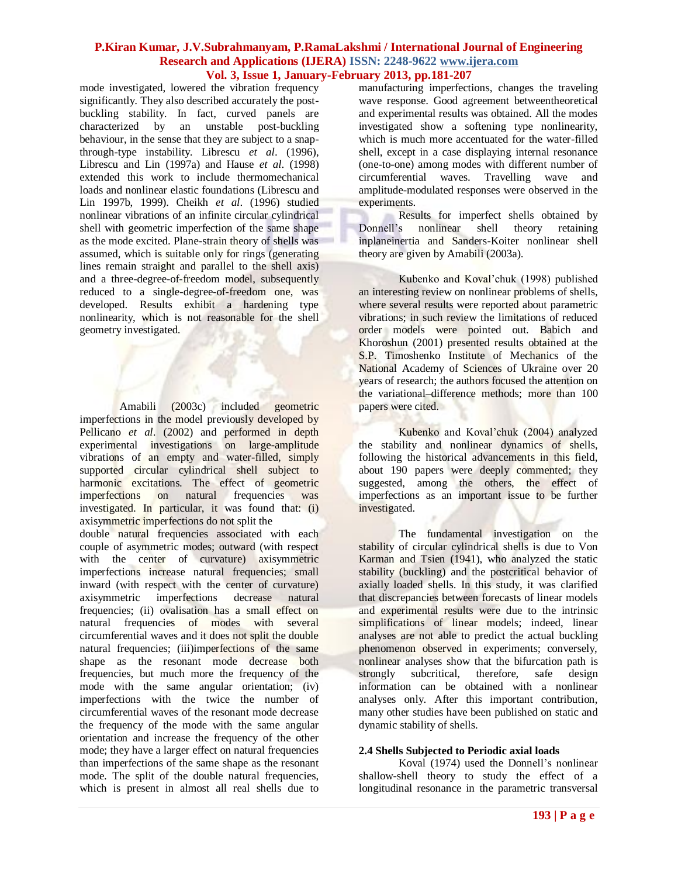mode investigated, lowered the vibration frequency significantly. They also described accurately the post-buckling stability. In fact, curved panels are characterized by an unstable post-buckling behaviour, in the sense that they are subject to a snap-through-type instability. Librescu *et al*. (1996), Librescu and Lin (1997a) and Hause *et al*. (1998) extended this work to include thermomechanical loads and nonlinear elastic foundations (Librescu and Lin 1997b, 1999). Cheikh *et al*. (1996) studied nonlinear vibrations of an infinite circular cylindrical shell with geometric imperfection of the same shape as the mode excited. Plane-strain theory of shells was assumed, which is suitable only for rings (generating lines remain straight and parallel to the shell axis) and a three-degree-of-freedom model, subsequently reduced to a single-degree-of-freedom one, was developed. Results exhibit a hardening type nonlinearity, which is not reasonable for the shell geometry investigated.

Amabili (2003c) included geometric imperfections in the model previously developed by Pellicano *et al*. (2002) and performed in depth experimental investigations on large-amplitude vibrations of an empty and water-filled, simply supported circular cylindrical shell subject to harmonic excitations. The effect of geometric imperfections on natural frequencies was investigated. In particular, it was found that: (i) axisymmetric imperfections do not split the double natural frequencies associated with each couple of asymmetric modes; outward (with respect with the center of curvature) axisymmetric imperfections increase natural frequencies; small inward (with respect with the center of curvature) axisymmetric imperfections decrease natural frequencies; (ii) ovalisation has a small effect on natural frequencies of modes with several circumferential waves and it does not split the double natural frequencies; (iii)imperfections of the same shape as the resonant mode decrease both frequencies, but much more the frequency of the mode with the same angular orientation; (iv) imperfections with the twice the number of circumferential waves of the resonant mode decrease the frequency of the mode with the same angular orientation and increase the frequency of the other mode; they have a larger effect on natural frequencies than imperfections of the same shape as the resonant mode. The split of the double natural frequencies, which is present in almost all real shells due to manufacturing imperfections, changes the traveling wave response. Good agreement betweentheoretical and experimental results was obtained. All the modes investigated show a softening type nonlinearity, which is much more accentuated for the water-filled shell, except in a case displaying internal resonance (one-to-one) among modes with different number of circumferential waves. Travelling wave and amplitude-modulated responses were observed in the experiments.

Results for imperfect shells obtained by Donnell's nonlinear shell theory retaining inplaneinertia and Sanders-Koiter nonlinear shell theory are given by Amabili (2003a).

Kubenko and Koval'chuk (1998) published an interesting review on nonlinear problems of shells, where several results were reported about parametric vibrations; in such review the limitations of reduced order models were pointed out. Babich and Khoroshun (2001) presented results obtained at the S.P. Timoshenko Institute of Mechanics of the National Academy of Sciences of Ukraine over 20 years of research; the authors focused the attention on the variational–difference methods; more than 100 papers were cited.

Kubenko and Koval'chuk (2004) analyzed the stability and nonlinear dynamics of shells, following the historical advancements in this field, about 190 papers were deeply commented; they suggested, among the others, the effect of imperfections as an important issue to be further investigated.

The fundamental investigation on the stability of circular cylindrical shells is due to Von Karman and Tsien (1941), who analyzed the static stability (buckling) and the postcritical behavior of axially loaded shells. In this study, it was clarified that discrepancies between forecasts of linear models and experimental results were due to the intrinsic simplifications of linear models; indeed, linear analyses are not able to predict the actual buckling phenomenon observed in experiments; conversely, nonlinear analyses show that the bifurcation path is strongly subcritical, therefore, safe design information can be obtained with a nonlinear analyses only. After this important contribution, many other studies have been published on static and dynamic stability of shells.

### 2.4 Shells Subjected to Periodic axial loads

Koval (1974) used the Donnell's nonlinear shallow-shell theory to study the effect of a longitudinal resonance in the parametric transversal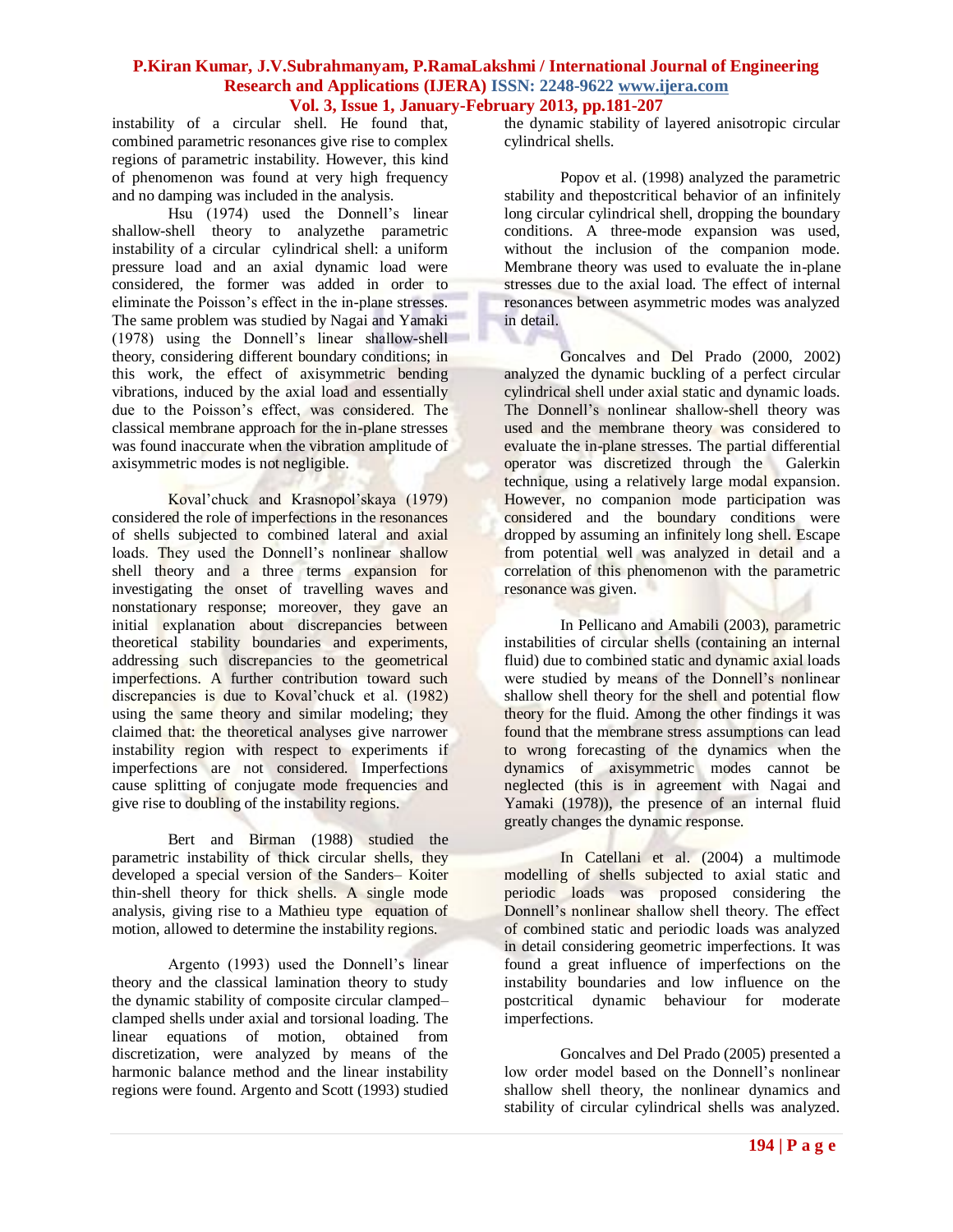instability of a circular shell. He found that, combined parametric resonances give rise to complex regions of parametric instability. However, this kind of phenomenon was found at very high frequency and no damping was included in the analysis.

Hsu (1974) used the Donnell's linear shallow-shell theory to analyzethe parametric instability of a circular cylindrical shell: a uniform pressure load and an axial dynamic load were considered, the former was added in order to eliminate the Poisson's effect in the in-plane stresses. The same problem was studied by Nagai and Yamaki (1978) using the Donnell's linear shallow-shell theory, considering different boundary conditions; in this work, the effect of axisymmetric bending vibrations, induced by the axial load and essentially due to the Poisson's effect, was considered. The classical membrane approach for the in-plane stresses was found inaccurate when the vibration amplitude of axisymmetric modes is not negligible.

Koval'chuck and Krasnopol'skaya (1979) considered the role of imperfections in the resonances of shells subjected to combined lateral and axial loads. They used the Donnell's nonlinear shallow shell theory and a three terms expansion for investigating the onset of travelling waves and nonstationary response; moreover, they gave an initial explanation about discrepancies between theoretical stability boundaries and experiments, addressing such discrepancies to the geometrical imperfections. A further contribution toward such discrepancies is due to Koval'chuck et al. (1982) using the same theory and similar modeling; they claimed that: the theoretical analyses give narrower instability region with respect to experiments if imperfections are not considered. Imperfections cause splitting of conjugate mode frequencies and give rise to doubling of the instability regions.

Bert and Birman (1988) studied the parametric instability of thick circular shells, they developed a special version of the Sanders– Koiter thin-shell theory for thick shells. A single mode analysis, giving rise to a Mathieu type equation of motion, allowed to determine the instability regions.

Argento (1993) used the Donnell's linear theory and the classical lamination theory to study the dynamic stability of composite circular clamped–clamped shells under axial and torsional loading. The linear equations of motion, obtained from discretization, were analyzed by means of the harmonic balance method and the linear instability regions were found. Argento and Scott (1993) studied the dynamic stability of layered anisotropic circular cylindrical shells.

Popov et al. (1998) analyzed the parametric stability and thepostcritical behavior of an infinitely long circular cylindrical shell, dropping the boundary conditions. A three-mode expansion was used, without the inclusion of the companion mode. Membrane theory was used to evaluate the in-plane stresses due to the axial load. The effect of internal resonances between asymmetric modes was analyzed in detail.

Goncalves and Del Prado (2000, 2002) analyzed the dynamic buckling of a perfect circular cylindrical shell under axial static and dynamic loads. The Donnell's nonlinear shallow-shell theory was used and the membrane theory was considered to evaluate the in-plane stresses. The partial differential operator was discretized through the Galerkin technique, using a relatively large modal expansion. However, no companion mode participation was considered and the boundary conditions were dropped by assuming an infinitely long shell. Escape from potential well was analyzed in detail and a correlation of this phenomenon with the parametric resonance was given.

In Pellicano and Amabili (2003), parametric instabilities of circular shells (containing an internal fluid) due to combined static and dynamic axial loads were studied by means of the Donnell's nonlinear shallow shell theory for the shell and potential flow theory for the fluid. Among the other findings it was found that the membrane stress assumptions can lead to wrong forecasting of the dynamics when the dynamics of axisymmetric modes cannot be neglected (this is in agreement with Nagai and Yamaki (1978)), the presence of an internal fluid greatly changes the dynamic response.

In Catellani et al. (2004) a multimode modelling of shells subjected to axial static and periodic loads was proposed considering the Donnell's nonlinear shallow shell theory. The effect of combined static and periodic loads was analyzed in detail considering geometric imperfections. It was found a great influence of imperfections on the instability boundaries and low influence on the postcritical dynamic behaviour for moderate imperfections.

Goncalves and Del Prado (2005) presented a low order model based on the Donnell's nonlinear shallow shell theory, the nonlinear dynamics and stability of circular cylindrical shells was analyzed.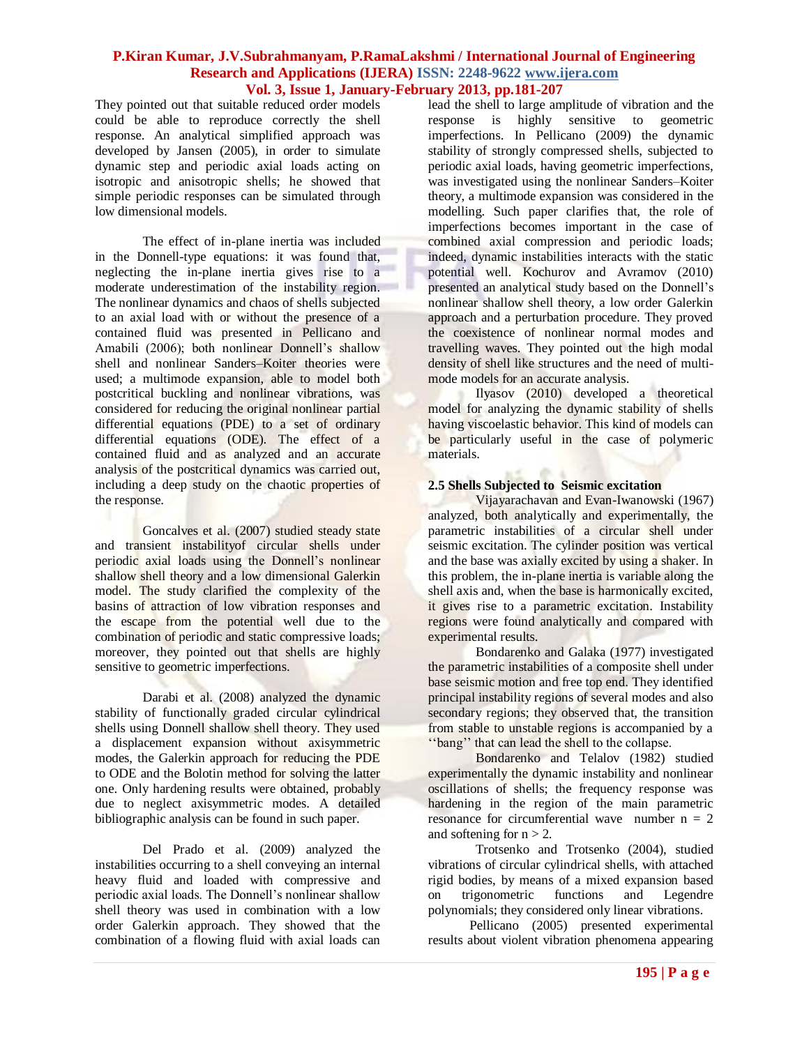They pointed out that suitable reduced order models could be able to reproduce correctly the shell response. An analytical simplified approach was developed by Jansen (2005), in order to simulate dynamic step and periodic axial loads acting on isotropic and anisotropic shells; he showed that simple periodic responses can be simulated through low dimensional models.

The effect of in-plane inertia was included in the Donnell-type equations: it was found that, neglecting the in-plane inertia gives rise to a moderate underestimation of the instability region. The nonlinear dynamics and chaos of shells subjected to an axial load with or without the presence of a contained fluid was presented in Pellicano and Amabili (2006); both nonlinear Donnell's shallow shell and nonlinear Sanders–Koiter theories were used; a multimode expansion, able to model both postcritical buckling and nonlinear vibrations, was considered for reducing the original nonlinear partial differential equations (PDE) to a set of ordinary differential equations (ODE). The effect of a contained fluid and as analyzed and an accurate analysis of the postcritical dynamics was carried out, including a deep study on the chaotic properties of the response.

Goncalves et al. (2007) studied steady state and transient instabilityof circular shells under periodic axial loads using the Donnell's nonlinear shallow shell theory and a low dimensional Galerkin model. The study clarified the complexity of the basins of attraction of low vibration responses and the escape from the potential well due to the combination of periodic and static compressive loads; moreover, they pointed out that shells are highly sensitive to geometric imperfections.

Darabi et al. (2008) analyzed the dynamic stability of functionally graded circular cylindrical shells using Donnell shallow shell theory. They used a displacement expansion without axisymmetric modes, the Galerkin approach for reducing the PDE to ODE and the Bolotin method for solving the latter one. Only hardening results were obtained, probably due to neglect axisymmetric modes. A detailed bibliographic analysis can be found in such paper.

Del Prado et al. (2009) analyzed the instabilities occurring to a shell conveying an internal heavy fluid and loaded with compressive and periodic axial loads. The Donnell's nonlinear shallow shell theory was used in combination with a low order Galerkin approach. They showed that the combination of a flowing fluid with axial loads can lead the shell to large amplitude of vibration and the response is highly sensitive to geometric imperfections. In Pellicano (2009) the dynamic stability of strongly compressed shells, subjected to periodic axial loads, having geometric imperfections, was investigated using the nonlinear Sanders–Koiter theory, a multimode expansion was considered in the modelling. Such paper clarifies that, the role of imperfections becomes important in the case of combined axial compression and periodic loads; indeed, dynamic instabilities interacts with the static potential well. Kochurov and Avramov (2010) presented an analytical study based on the Donnell's nonlinear shallow shell theory, a low order Galerkin approach and a perturbation procedure. They proved the coexistence of nonlinear normal modes and travelling waves. They pointed out the high modal density of shell like structures and the need of multi-mode models for an accurate analysis.

Ilyasov (2010) developed a theoretical model for analyzing the dynamic stability of shells having viscoelastic behavior. This kind of models can be particularly useful in the case of polymeric materials.

### 2.5 Shells Subjected to Seismic excitation

Vijayarachavan and Evan-Iwanowski (1967) analyzed, both analytically and experimentally, the parametric instabilities of a circular shell under seismic excitation. The cylinder position was vertical and the base was axially excited by using a shaker. In this problem, the in-plane inertia is variable along the shell axis and, when the base is harmonically excited, it gives rise to a parametric excitation. Instability regions were found analytically and compared with experimental results.

Bondarenko and Galaka (1977) investigated the parametric instabilities of a composite shell under base seismic motion and free top end. They identified principal instability regions of several modes and also secondary regions; they observed that, the transition from stable to unstable regions is accompanied by a ''bang'' that can lead the shell to the collapse.

Bondarenko and Telalov (1982) studied experimentally the dynamic instability and nonlinear oscillations of shells; the frequency response was hardening in the region of the main parametric resonance for circumferential wave number $n = 2$ and softening for $n > 2$.

Trotsenko and Trotsenko (2004), studied vibrations of circular cylindrical shells, with attached rigid bodies, by means of a mixed expansion based on trigonometric functions and Legendre polynomials; they considered only linear vibrations.

Pellicano (2005) presented experimental results about violent vibration phenomena appearing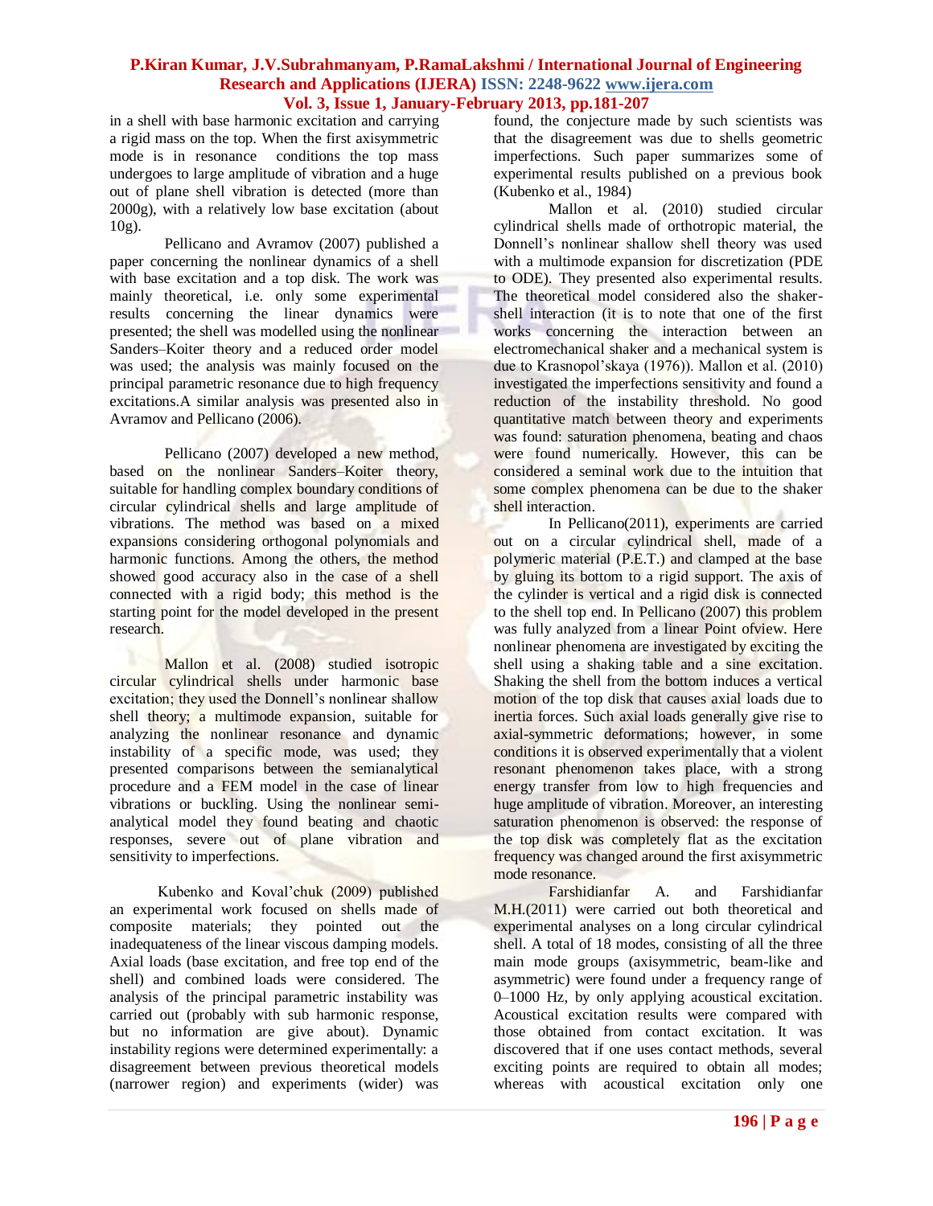in a shell with base harmonic excitation and carrying a rigid mass on the top. When the first axisymmetric mode is in resonance conditions the top mass undergoes to large amplitude of vibration and a huge out of plane shell vibration is detected (more than 2000g), with a relatively low base excitation (about 10g).

Pellicano and Avramov (2007) published a paper concerning the nonlinear dynamics of a shell with base excitation and a top disk. The work was mainly theoretical, i.e. only some experimental results concerning the linear dynamics were presented; the shell was modelled using the nonlinear Sanders–Koiter theory and a reduced order model was used; the analysis was mainly focused on the principal parametric resonance due to high frequency excitations.A similar analysis was presented also in Avramov and Pellicano (2006).

Pellicano (2007) developed a new method, based on the nonlinear Sanders–Koiter theory, suitable for handling complex boundary conditions of circular cylindrical shells and large amplitude of vibrations. The method was based on a mixed expansions considering orthogonal polynomials and harmonic functions. Among the others, the method showed good accuracy also in the case of a shell connected with a rigid body; this method is the starting point for the model developed in the present research.

Mallon et al. (2008) studied isotropic circular cylindrical shells under harmonic base excitation; they used the Donnell's nonlinear shallow shell theory; a multimode expansion, suitable for analyzing the nonlinear resonance and dynamic instability of a specific mode, was used; they presented comparisons between the semianalytical procedure and a FEM model in the case of linear vibrations or buckling. Using the nonlinear semi-analytical model they found beating and chaotic responses, severe out of plane vibration and sensitivity to imperfections.

Kubenko and Koval'chuk (2009) published an experimental work focused on shells made of composite materials; they pointed out the inadequateness of the linear viscous damping models. Axial loads (base excitation, and free top end of the shell) and combined loads were considered. The analysis of the principal parametric instability was carried out (probably with sub harmonic response, but no information are give about). Dynamic instability regions were determined experimentally: a disagreement between previous theoretical models (narrower region) and experiments (wider) was found, the conjecture made by such scientists was that the disagreement was due to shells geometric imperfections. Such paper summarizes some of experimental results published on a previous book (Kubenko et al., 1984)

Mallon et al. (2010) studied circular cylindrical shells made of orthotropic material, the Donnell's nonlinear shallow shell theory was used with a multimode expansion for discretization (PDE to ODE). They presented also experimental results. The theoretical model considered also the shaker-shell interaction (it is to note that one of the first works concerning the interaction between an electromechanical shaker and a mechanical system is due to Krasnopol'skaya (1976)). Mallon et al. (2010) investigated the imperfections sensitivity and found a reduction of the instability threshold. No good quantitative match between theory and experiments was found: saturation phenomena, beating and chaos were found numerically. However, this can be considered a seminal work due to the intuition that some complex phenomena can be due to the shaker shell interaction.

In Pellicano(2011), experiments are carried out on a circular cylindrical shell, made of a polymeric material (P.E.T.) and clamped at the base by gluing its bottom to a rigid support. The axis of the cylinder is vertical and a rigid disk is connected to the shell top end. In Pellicano (2007) this problem was fully analyzed from a linear Point ofview. Here nonlinear phenomena are investigated by exciting the shell using a shaking table and a sine excitation. Shaking the shell from the bottom induces a vertical motion of the top disk that causes axial loads due to inertia forces. Such axial loads generally give rise to axial-symmetric deformations; however, in some conditions it is observed experimentally that a violent resonant phenomenon takes place, with a strong energy transfer from low to high frequencies and huge amplitude of vibration. Moreover, an interesting saturation phenomenon is observed: the response of the top disk was completely flat as the excitation frequency was changed around the first axisymmetric mode resonance.

Farshidianfar A. and Farshidianfar M.H.(2011) were carried out both theoretical and experimental analyses on a long circular cylindrical shell. A total of 18 modes, consisting of all the three main mode groups (axisymmetric, beam-like and asymmetric) were found under a frequency range of 0–1000 Hz, by only applying acoustical excitation. Acoustical excitation results were compared with those obtained from contact excitation. It was discovered that if one uses contact methods, several exciting points are required to obtain all modes; whereas with acoustical excitation only one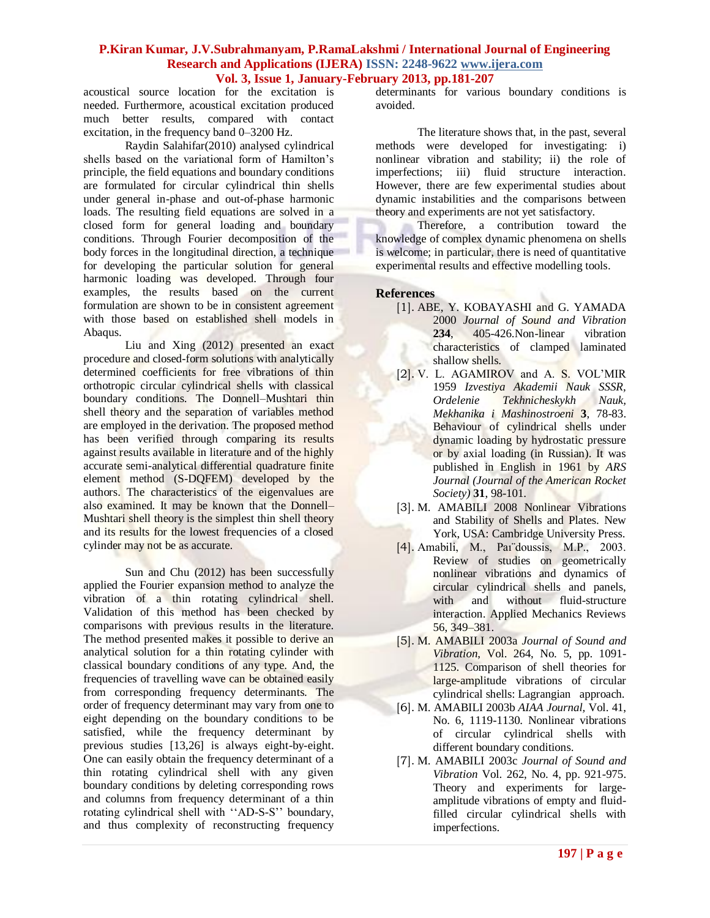acoustical source location for the excitation is needed. Furthermore, acoustical excitation produced much better results, compared with contact excitation, in the frequency band 0–3200 Hz.

Raydin Salahifar(2010) analysed cylindrical shells based on the variational form of Hamilton's principle, the field equations and boundary conditions are formulated for circular cylindrical thin shells under general in-phase and out-of-phase harmonic loads. The resulting field equations are solved in a closed form for general loading and boundary conditions. Through Fourier decomposition of the body forces in the longitudinal direction, a technique for developing the particular solution for general harmonic loading was developed. Through four examples, the results based on the current formulation are shown to be in consistent agreement with those based on established shell models in Abaqus.

Liu and Xing (2012) presented an exact procedure and closed-form solutions with analytically determined coefficients for free vibrations of thin orthotropic circular cylindrical shells with classical boundary conditions. The Donnell–Mushtari thin shell theory and the separation of variables method are employed in the derivation. The proposed method has been verified through comparing its results against results available in literature and of the highly accurate semi-analytical differential quadrature finite element method (S-DQFEM) developed by the authors. The characteristics of the eigenvalues are also examined. It may be known that the Donnell–Mushtari shell theory is the simplest thin shell theory and its results for the lowest frequencies of a closed cylinder may not be as accurate.

Sun and Chu (2012) has been successfully applied the Fourier expansion method to analyze the vibration of a thin rotating cylindrical shell. Validation of this method has been checked by comparisons with previous results in the literature. The method presented makes it possible to derive an analytical solution for a thin rotating cylinder with classical boundary conditions of any type. And, the frequencies of travelling wave can be obtained easily from corresponding frequency determinants. The order of frequency determinant may vary from one to eight depending on the boundary conditions to be satisfied, while the frequency determinant by previous studies [13,26] is always eight-by-eight. One can easily obtain the frequency determinant of a thin rotating cylindrical shell with any given boundary conditions by deleting corresponding rows and columns from frequency determinant of a thin rotating cylindrical shell with ''AD-S-S'' boundary, and thus complexity of reconstructing frequency determinants for various boundary conditions is avoided.

The literature shows that, in the past, several methods were developed for investigating: i) nonlinear vibration and stability; ii) the role of imperfections; iii) fluid structure interaction. However, there are few experimental studies about dynamic instabilities and the comparisons between theory and experiments are not yet satisfactory.

Therefore, a contribution toward the knowledge of complex dynamic phenomena on shells is welcome; in particular, there is need of quantitative experimental results and effective modelling tools.

## References

[1]. ABE, Y. KOBAYASHI and G. YAMADA 2000 *Journal of Sound and Vibration* **234**, 405-426.Non-linear vibration characteristics of clamped laminated shallow shells.

[2]. V. L. AGAMIROV and A. S. VOL'MIR 1959 *Izvestiya Akademii Nauk SSSR, Ordelenie Tekhnicheskykh Nauk, Mekhanika i Mashinostroeni* **3**, 78-83. Behaviour of cylindrical shells under dynamic loading by hydrostatic pressure or by axial loading (in Russian). It was published in English in 1961 by *ARS Journal (Journal of the American Rocket Society)* **31**, 98-101.

[3]. M. AMABILI 2008 Nonlinear Vibrations and Stability of Shells and Plates. New York, USA: Cambridge University Press.

[4]. Amabili, M., Paı¨doussis, M.P., 2003. Review of studies on geometrically nonlinear vibrations and dynamics of circular cylindrical shells and panels, with and without fluid-structure interaction. Applied Mechanics Reviews 56, 349–381.

[5]. M. AMABILI 2003a *Journal of Sound and Vibration*, Vol. 264, No. 5, pp. 1091-1125. Comparison of shell theories for large-amplitude vibrations of circular cylindrical shells: Lagrangian approach.

[6]. M. AMABILI 2003b *AIAA Journal*, Vol. 41, No. 6, 1119-1130. Nonlinear vibrations of circular cylindrical shells with different boundary conditions.

[7]. M. AMABILI 2003c *Journal of Sound and Vibration* Vol. 262, No. 4, pp. 921-975. Theory and experiments for large-amplitude vibrations of empty and fluid-filled circular cylindrical shells with imperfections.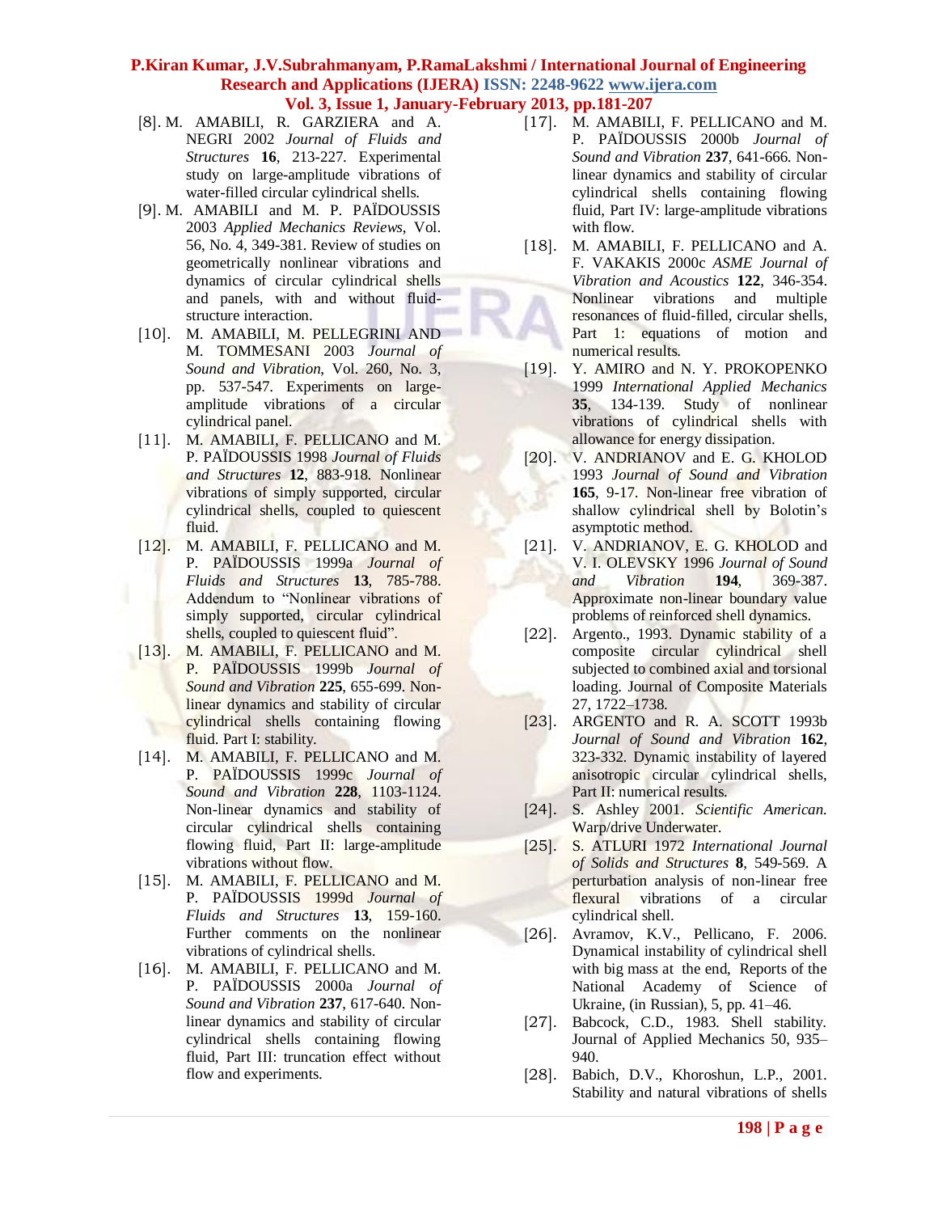[8]. M. AMABILI, R. GARZIERA and A. NEGRI 2002 *Journal of Fluids and Structures* **16**, 213-227. Experimental study on large-amplitude vibrations of water-filled circular cylindrical shells.

[9]. M. AMABILI and M. P. PAÏDOUSSIS 2003 *Applied Mechanics Reviews*, Vol. 56, No. 4, 349-381. Review of studies on geometrically nonlinear vibrations and dynamics of circular cylindrical shells and panels, with and without fluid-structure interaction.

[10]. M. AMABILI, M. PELLEGRINI AND M. TOMMESANI 2003 *Journal of Sound and Vibration*, Vol. 260, No. 3, pp. 537-547. Experiments on large-amplitude vibrations of a circular cylindrical panel.

[11]. M. AMABILI, F. PELLICANO and M. P. PAÏDOUSSIS 1998 *Journal of Fluids and Structures* **12**, 883-918. Nonlinear vibrations of simply supported, circular cylindrical shells, coupled to quiescent fluid.

[12]. M. AMABILI, F. PELLICANO and M. P. PAÏDOUSSIS 1999a *Journal of Fluids and Structures* **13**, 785-788. Addendum to "Nonlinear vibrations of simply supported, circular cylindrical shells, coupled to quiescent fluid".

[13]. M. AMABILI, F. PELLICANO and M. P. PAÏDOUSSIS 1999b *Journal of Sound and Vibration* **225**, 655-699. Non-linear dynamics and stability of circular cylindrical shells containing flowing fluid. Part I: stability.

[14]. M. AMABILI, F. PELLICANO and M. P. PAÏDOUSSIS 1999c *Journal of Sound and Vibration* **228**, 1103-1124. Non-linear dynamics and stability of circular cylindrical shells containing flowing fluid, Part II: large-amplitude vibrations without flow.

[15]. M. AMABILI, F. PELLICANO and M. P. PAÏDOUSSIS 1999d *Journal of Fluids and Structures* **13**, 159-160. Further comments on the nonlinear vibrations of cylindrical shells.

[16]. M. AMABILI, F. PELLICANO and M. P. PAÏDOUSSIS 2000a *Journal of Sound and Vibration* **237**, 617-640. Non-linear dynamics and stability of circular cylindrical shells containing flowing fluid, Part III: truncation effect without flow and experiments.

[17]. M. AMABILI, F. PELLICANO and M. P. PAÏDOUSSIS 2000b *Journal of Sound and Vibration* **237**, 641-666. Non-linear dynamics and stability of circular cylindrical shells containing flowing fluid, Part IV: large-amplitude vibrations with flow.

[18]. M. AMABILI, F. PELLICANO and A. F. VAKAKIS 2000c *ASME Journal of Vibration and Acoustics* **122**, 346-354. Nonlinear vibrations and multiple resonances of fluid-filled, circular shells, Part 1: equations of motion and numerical results.

[19]. Y. AMIRO and N. Y. PROKOPENKO 1999 *International Applied Mechanics* **35**, 134-139. Study of nonlinear vibrations of cylindrical shells with allowance for energy dissipation.

[20]. V. ANDRIANOV and E. G. KHOLOD 1993 *Journal of Sound and Vibration* **165**, 9-17. Non-linear free vibration of shallow cylindrical shell by Bolotin's asymptotic method.

[21]. V. ANDRIANOV, E. G. KHOLOD and V. I. OLEVSKY 1996 *Journal of Sound and Vibration* **194**, 369-387. Approximate non-linear boundary value problems of reinforced shell dynamics.

[22]. Argento., 1993. Dynamic stability of a composite circular cylindrical shell subjected to combined axial and torsional loading. Journal of Composite Materials 27, 1722–1738.

[23]. ARGENTO and R. A. SCOTT 1993b *Journal of Sound and Vibration* **162**, 323-332. Dynamic instability of layered anisotropic circular cylindrical shells, Part II: numerical results.

[24]. S. Ashley 2001. *Scientific American.* Warp/drive Underwater.

[25]. S. ATLURI 1972 *International Journal of Solids and Structures* **8**, 549-569. A perturbation analysis of non-linear free flexural vibrations of a circular cylindrical shell.

[26]. Avramov, K.V., Pellicano, F. 2006. Dynamical instability of cylindrical shell with big mass at the end, Reports of the National Academy of Science of Ukraine, (in Russian), 5, pp. 41–46.

[27]. Babcock, C.D., 1983. Shell stability. Journal of Applied Mechanics 50, 935–940.

[28]. Babich, D.V., Khoroshun, L.P., 2001. Stability and natural vibrations of shells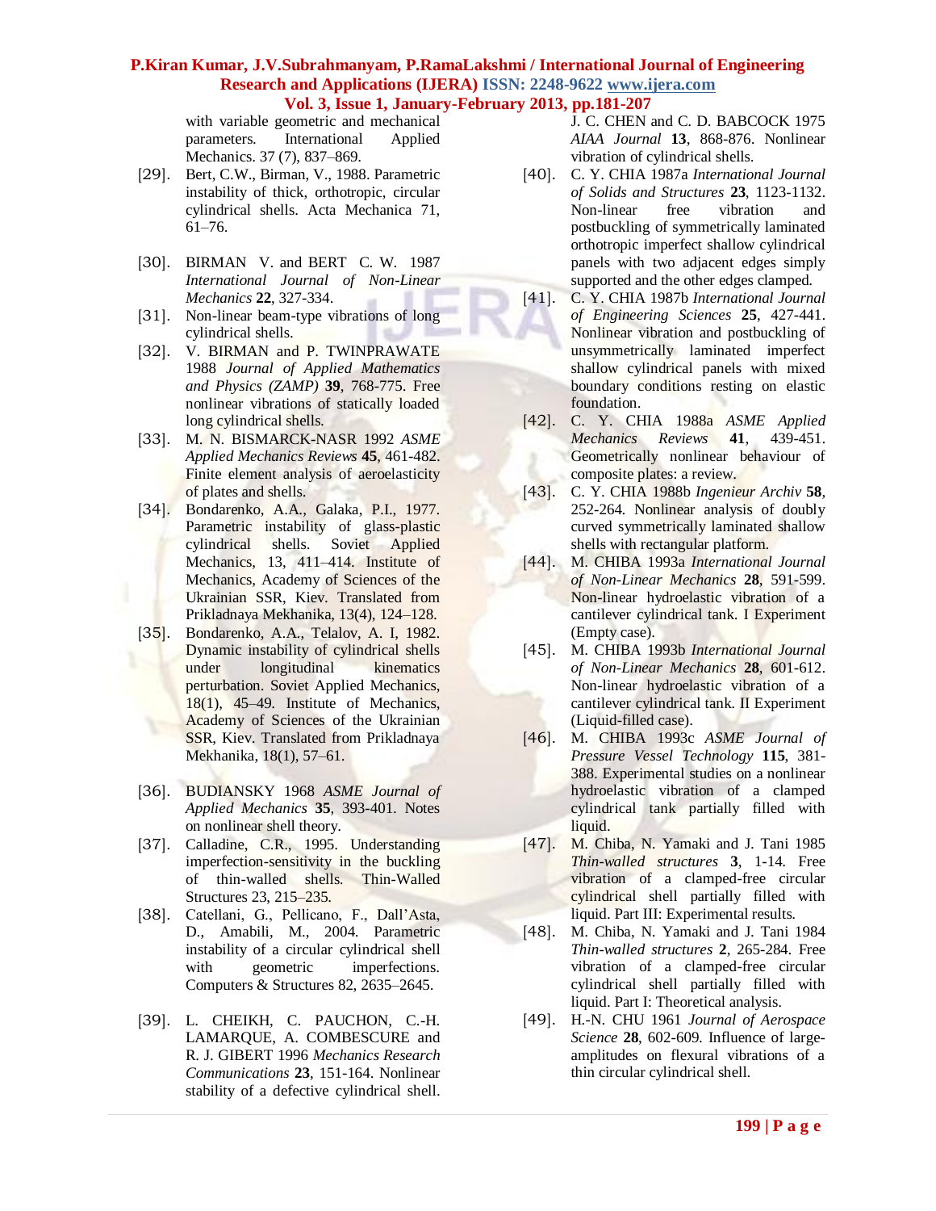with variable geometric and mechanical parameters. International Applied Mechanics. 37 (7), 837–869.

[29]. Bert, C.W., Birman, V., 1988. Parametric instability of thick, orthotropic, circular cylindrical shells. Acta Mechanica 71, 61–76.

[30]. BIRMAN V. and BERT C. W. 1987 *International Journal of Non-Linear Mechanics* **22**, 327-334.

[31]. Non-linear beam-type vibrations of long cylindrical shells.

[32]. V. BIRMAN and P. TWINPRAWATE 1988 *Journal of Applied Mathematics and Physics (ZAMP)* **39**, 768-775. Free nonlinear vibrations of statically loaded long cylindrical shells.

[33]. M. N. BISMARCK-NASR 1992 *ASME Applied Mechanics Reviews* **45**, 461-482. Finite element analysis of aeroelasticity of plates and shells.

[34]. Bondarenko, A.A., Galaka, P.I., 1977. Parametric instability of glass-plastic cylindrical shells. Soviet Applied Mechanics, 13, 411–414. Institute of Mechanics, Academy of Sciences of the Ukrainian SSR, Kiev. Translated from Prikladnaya Mekhanika, 13(4), 124–128.

[35]. Bondarenko, A.A., Telalov, A. I, 1982. Dynamic instability of cylindrical shells under longitudinal kinematics perturbation. Soviet Applied Mechanics, 18(1), 45–49. Institute of Mechanics, Academy of Sciences of the Ukrainian SSR, Kiev. Translated from Prikladnaya Mekhanika, 18(1), 57–61.

[36]. BUDIANSKY 1968 *ASME Journal of Applied Mechanics* **35**, 393-401. Notes on nonlinear shell theory.

[37]. Calladine, C.R., 1995. Understanding imperfection-sensitivity in the buckling of thin-walled shells. Thin-Walled Structures 23, 215–235.

[38]. Catellani, G., Pellicano, F., Dall'Asta, D., Amabili, M., 2004. Parametric instability of a circular cylindrical shell with geometric imperfections. Computers & Structures 82, 2635–2645.

[39]. L. CHEIKH, C. PAUCHON, C.-H. LAMARQUE, A. COMBESCURE and R. J. GIBERT 1996 *Mechanics Research Communications* **23**, 151-164. Nonlinear stability of a defective cylindrical shell. J. C. CHEN and C. D. BABCOCK 1975 *AIAA Journal* **13**, 868-876. Nonlinear vibration of cylindrical shells.

[40]. C. Y. CHIA 1987a *International Journal of Solids and Structures* **23**, 1123-1132. Non-linear free vibration and postbuckling of symmetrically laminated orthotropic imperfect shallow cylindrical panels with two adjacent edges simply supported and the other edges clamped.

[41]. C. Y. CHIA 1987b *International Journal of Engineering Sciences* **25**, 427-441. Nonlinear vibration and postbuckling of unsymmetrically laminated imperfect shallow cylindrical panels with mixed boundary conditions resting on elastic foundation.

[42]. C. Y. CHIA 1988a *ASME Applied Mechanics Reviews* **41**, 439-451. Geometrically nonlinear behaviour of composite plates: a review.

[43]. C. Y. CHIA 1988b *Ingenieur Archiv* **58**, 252-264. Nonlinear analysis of doubly curved symmetrically laminated shallow shells with rectangular platform.

[44]. M. CHIBA 1993a *International Journal of Non-Linear Mechanics* **28**, 591-599. Non-linear hydroelastic vibration of a cantilever cylindrical tank. I Experiment (Empty case).

[45]. M. CHIBA 1993b *International Journal of Non-Linear Mechanics* **28**, 601-612. Non-linear hydroelastic vibration of a cantilever cylindrical tank. II Experiment (Liquid-filled case).

[46]. M. CHIBA 1993c *ASME Journal of Pressure Vessel Technology* **115**, 381-388. Experimental studies on a nonlinear hydroelastic vibration of a clamped cylindrical tank partially filled with liquid.

[47]. M. Chiba, N. Yamaki and J. Tani 1985 *Thin-walled structures* **3**, 1-14. Free vibration of a clamped-free circular cylindrical shell partially filled with liquid. Part III: Experimental results.

[48]. M. Chiba, N. Yamaki and J. Tani 1984 *Thin-walled structures* **2**, 265-284. Free vibration of a clamped-free circular cylindrical shell partially filled with liquid. Part I: Theoretical analysis.

[49]. H.-N. CHU 1961 *Journal of Aerospace Science* **28**, 602-609. Influence of large-amplitudes on flexural vibrations of a thin circular cylindrical shell.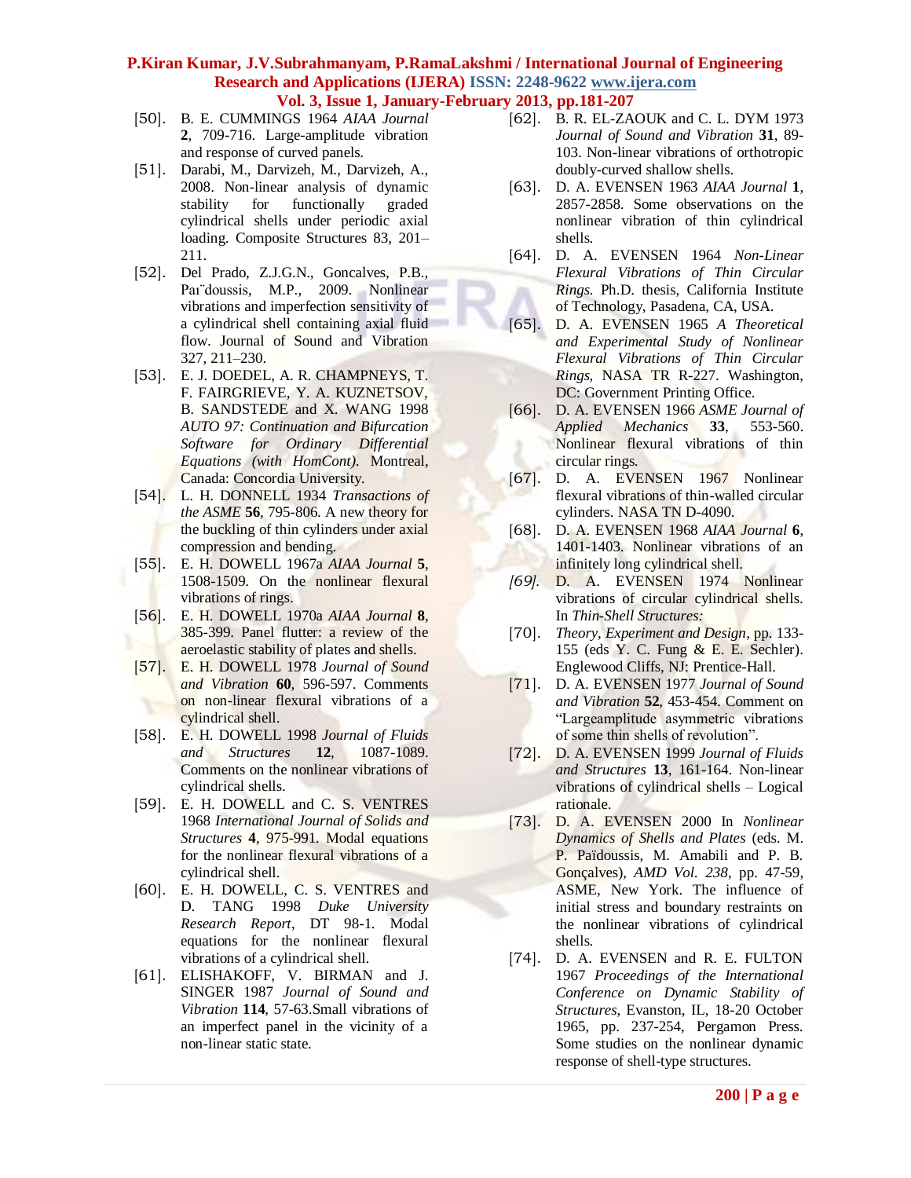[50]. B. E. CUMMINGS 1964 *AIAA Journal* **2**, 709-716. Large-amplitude vibration and response of curved panels.

[51]. Darabi, M., Darvizeh, M., Darvizeh, A., 2008. Non-linear analysis of dynamic stability for functionally graded cylindrical shells under periodic axial loading. Composite Structures 83, 201–211.

[52]. Del Prado, Z.J.G.N., Goncalves, P.B., Paı¨doussis, M.P., 2009. Nonlinear vibrations and imperfection sensitivity of a cylindrical shell containing axial fluid flow. Journal of Sound and Vibration 327, 211–230.

[53]. E. J. DOEDEL, A. R. CHAMPNEYS, T. F. FAIRGRIEVE, Y. A. KUZNETSOV, B. SANDSTEDE and X. WANG 1998 *AUTO 97: Continuation and Bifurcation Software for Ordinary Differential Equations (with HomCont).* Montreal, Canada: Concordia University.

[54]. L. H. DONNELL 1934 *Transactions of the ASME* **56**, 795-806. A new theory for the buckling of thin cylinders under axial compression and bending.

[55]. E. H. DOWELL 1967a *AIAA Journal* **5**, 1508-1509. On the nonlinear flexural vibrations of rings.

[56]. E. H. DOWELL 1970a *AIAA Journal* **8**, 385-399. Panel flutter: a review of the aeroelastic stability of plates and shells.

[57]. E. H. DOWELL 1978 *Journal of Sound and Vibration* **60**, 596-597. Comments on non-linear flexural vibrations of a cylindrical shell.

[58]. E. H. DOWELL 1998 *Journal of Fluids and Structures* **12**, 1087-1089. Comments on the nonlinear vibrations of cylindrical shells.

[59]. E. H. DOWELL and C. S. VENTRES 1968 *International Journal of Solids and Structures* **4**, 975-991. Modal equations for the nonlinear flexural vibrations of a cylindrical shell.

[60]. E. H. DOWELL, C. S. VENTRES and D. TANG 1998 *Duke University Research Report*, DT 98-1. Modal equations for the nonlinear flexural vibrations of a cylindrical shell.

[61]. ELISHAKOFF, V. BIRMAN and J. SINGER 1987 *Journal of Sound and Vibration* **114**, 57-63.Small vibrations of an imperfect panel in the vicinity of a non-linear static state.

[62]. B. R. EL-ZAOUK and C. L. DYM 1973 *Journal of Sound and Vibration* **31**, 89-103. Non-linear vibrations of orthotropic doubly-curved shallow shells.

[63]. D. A. EVENSEN 1963 *AIAA Journal* **1**, 2857-2858. Some observations on the nonlinear vibration of thin cylindrical shells.

[64]. D. A. EVENSEN 1964 *Non-Linear Flexural Vibrations of Thin Circular Rings.* Ph.D. thesis, California Institute of Technology, Pasadena, CA, USA.

[65]. D. A. EVENSEN 1965 *A Theoretical and Experimental Study of Nonlinear Flexural Vibrations of Thin Circular Rings*, NASA TR R-227. Washington, DC: Government Printing Office.

[66]. D. A. EVENSEN 1966 *ASME Journal of Applied Mechanics* **33**, 553-560. Nonlinear flexural vibrations of thin circular rings.

[67]. D. A. EVENSEN 1967 Nonlinear flexural vibrations of thin-walled circular cylinders. NASA TN D-4090.

[68]. D. A. EVENSEN 1968 *AIAA Journal* **6**, 1401-1403. Nonlinear vibrations of an infinitely long cylindrical shell.

[69]. D. A. EVENSEN 1974 Nonlinear vibrations of circular cylindrical shells. In *Thin-Shell Structures:*

[70]. *Theory, Experiment and Design*, pp. 133-155 (eds Y. C. Fung & E. E. Sechler). Englewood Cliffs, NJ: Prentice-Hall.

[71]. D. A. EVENSEN 1977 *Journal of Sound and Vibration* **52**, 453-454. Comment on "Largeamplitude asymmetric vibrations of some thin shells of revolution".

[72]. D. A. EVENSEN 1999 *Journal of Fluids and Structures* **13**, 161-164. Non-linear vibrations of cylindrical shells – Logical rationale.

[73]. D. A. EVENSEN 2000 In *Nonlinear Dynamics of Shells and Plates* (eds. M. P. Païdoussis, M. Amabili and P. B. Gonçalves), *AMD Vol. 238*, pp. 47-59, ASME, New York. The influence of initial stress and boundary restraints on the nonlinear vibrations of cylindrical shells.

[74]. D. A. EVENSEN and R. E. FULTON 1967 *Proceedings of the International Conference on Dynamic Stability of Structures*, Evanston, IL, 18-20 October 1965, pp. 237-254, Pergamon Press. Some studies on the nonlinear dynamic response of shell-type structures.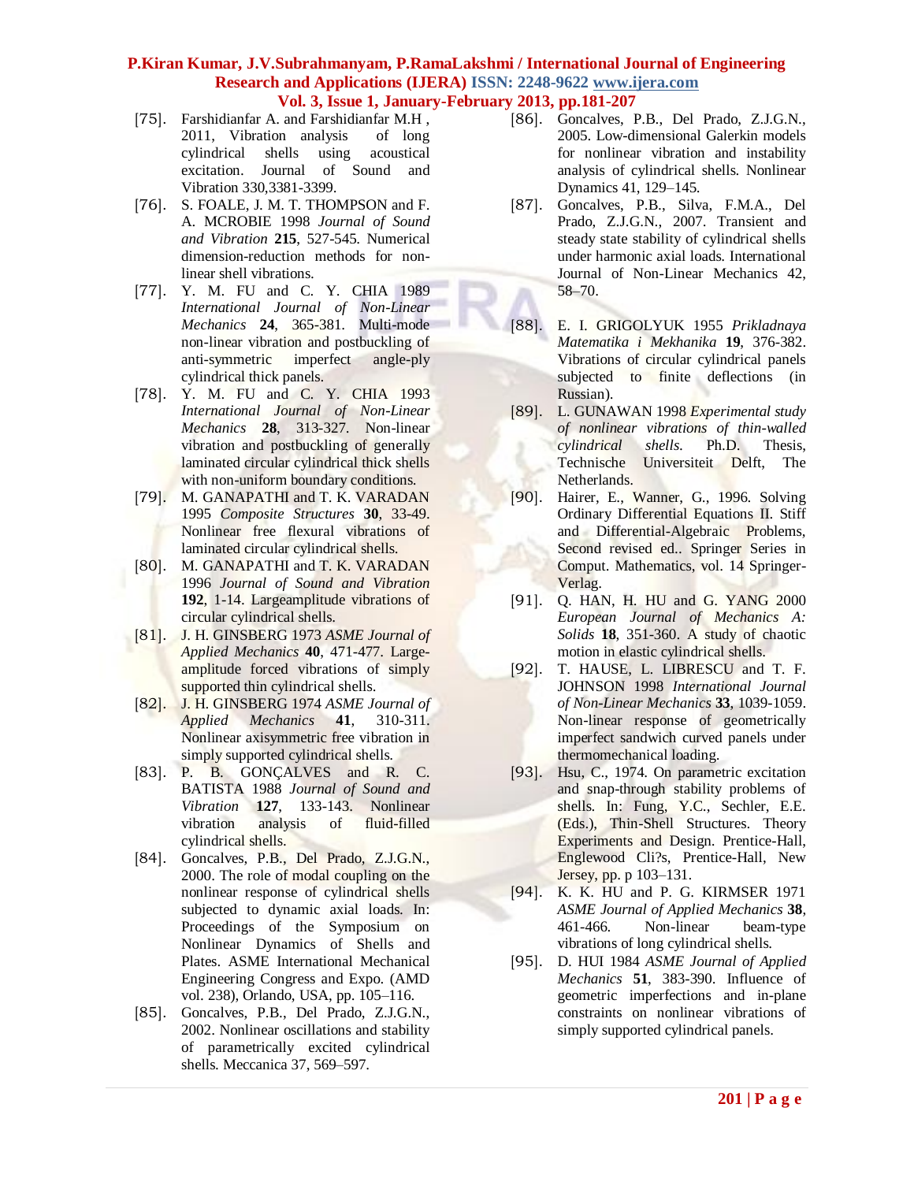[75]. Farshidianfar A. and Farshidianfar M.H , 2011, Vibration analysis of long cylindrical shells using acoustical excitation. Journal of Sound and Vibration 330,3381-3399.

[76]. S. FOALE, J. M. T. THOMPSON and F. A. MCROBIE 1998 *Journal of Sound and Vibration* **215**, 527-545. Numerical dimension-reduction methods for non-linear shell vibrations.

[77]. Y. M. FU and C. Y. CHIA 1989 *International Journal of Non-Linear Mechanics* **24**, 365-381. Multi-mode non-linear vibration and postbuckling of anti-symmetric imperfect angle-ply cylindrical thick panels.

[78]. Y. M. FU and C. Y. CHIA 1993 *International Journal of Non-Linear Mechanics* **28**, 313-327. Non-linear vibration and postbuckling of generally laminated circular cylindrical thick shells with non-uniform boundary conditions.

[79]. M. GANAPATHI and T. K. VARADAN 1995 *Composite Structures* **30**, 33-49. Nonlinear free flexural vibrations of laminated circular cylindrical shells.

[80]. M. GANAPATHI and T. K. VARADAN 1996 *Journal of Sound and Vibration* **192**, 1-14. Largeamplitude vibrations of circular cylindrical shells.

[81]. J. H. GINSBERG 1973 *ASME Journal of Applied Mechanics* **40**, 471-477. Large-amplitude forced vibrations of simply supported thin cylindrical shells.

[82]. J. H. GINSBERG 1974 *ASME Journal of Applied Mechanics* **41**, 310-311. Nonlinear axisymmetric free vibration in simply supported cylindrical shells.

[83]. P. B. GONÇALVES and R. C. BATISTA 1988 *Journal of Sound and Vibration* **127**, 133-143. Nonlinear vibration analysis of fluid-filled cylindrical shells.

[84]. Goncalves, P.B., Del Prado, Z.J.G.N., 2000. The role of modal coupling on the nonlinear response of cylindrical shells subjected to dynamic axial loads. In: Proceedings of the Symposium on Nonlinear Dynamics of Shells and Plates. ASME International Mechanical Engineering Congress and Expo. (AMD vol. 238), Orlando, USA, pp. 105–116.

[85]. Goncalves, P.B., Del Prado, Z.J.G.N., 2002. Nonlinear oscillations and stability of parametrically excited cylindrical shells. Meccanica 37, 569–597.

[86]. Goncalves, P.B., Del Prado, Z.J.G.N., 2005. Low-dimensional Galerkin models for nonlinear vibration and instability analysis of cylindrical shells. Nonlinear Dynamics 41, 129–145.

[87]. Goncalves, P.B., Silva, F.M.A., Del Prado, Z.J.G.N., 2007. Transient and steady state stability of cylindrical shells under harmonic axial loads. International Journal of Non-Linear Mechanics 42, 58–70.

[88]. E. I. GRIGOLYUK 1955 *Prikladnaya Matematika i Mekhanika* **19**, 376-382. Vibrations of circular cylindrical panels subjected to finite deflections (in Russian).

[89]. L. GUNAWAN 1998 *Experimental study of nonlinear vibrations of thin-walled cylindrical shells.* Ph.D. Thesis, Technische Universiteit Delft, The Netherlands.

[90]. Hairer, E., Wanner, G., 1996. Solving Ordinary Differential Equations II. Stiff and Differential-Algebraic Problems, Second revised ed.. Springer Series in Comput. Mathematics, vol. 14 Springer-Verlag.

[91]. Q. HAN, H. HU and G. YANG 2000 *European Journal of Mechanics A: Solids* **18**, 351-360. A study of chaotic motion in elastic cylindrical shells.

[92]. T. HAUSE, L. LIBRESCU and T. F. JOHNSON 1998 *International Journal of Non-Linear Mechanics* **33**, 1039-1059. Non-linear response of geometrically imperfect sandwich curved panels under thermomechanical loading.

[93]. Hsu, C., 1974. On parametric excitation and snap-through stability problems of shells. In: Fung, Y.C., Sechler, E.E. (Eds.), Thin-Shell Structures. Theory Experiments and Design. Prentice-Hall, Englewood Cli?s, Prentice-Hall, New Jersey, pp. p 103–131.

[94]. K. K. HU and P. G. KIRMSER 1971 *ASME Journal of Applied Mechanics* **38**, 461-466. Non-linear beam-type vibrations of long cylindrical shells.

[95]. D. HUI 1984 *ASME Journal of Applied Mechanics* **51**, 383-390. Influence of geometric imperfections and in-plane constraints on nonlinear vibrations of simply supported cylindrical panels.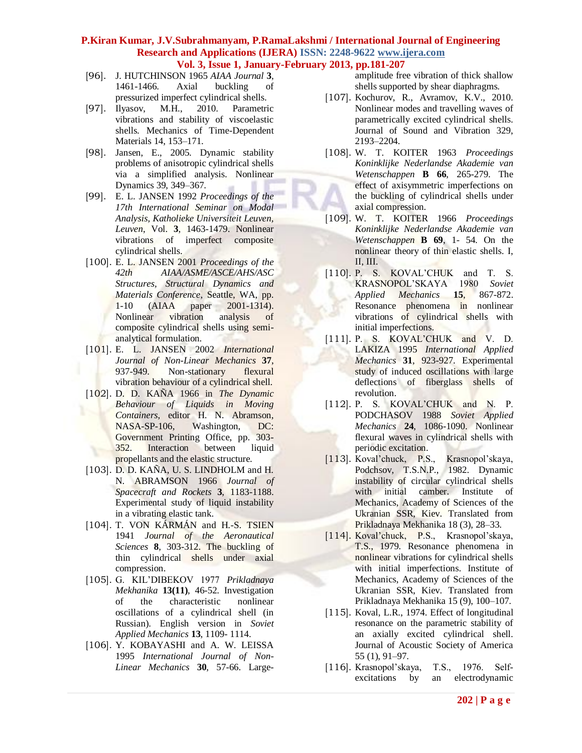[96]. J. HUTCHINSON 1965 *AIAA Journal* **3**, 1461-1466. Axial buckling of pressurized imperfect cylindrical shells.

[97]. Ilyasov, M.H., 2010. Parametric vibrations and stability of viscoelastic shells. Mechanics of Time-Dependent Materials 14, 153–171.

[98]. Jansen, E., 2005. Dynamic stability problems of anisotropic cylindrical shells via a simplified analysis. Nonlinear Dynamics 39, 349–367.

[99]. E. L. JANSEN 1992 *Proceedings of the 17th International Seminar on Modal Analysis, Katholieke Universiteit Leuven, Leuven*, Vol. **3**, 1463-1479. Nonlinear vibrations of imperfect composite cylindrical shells.

[100]. E. L. JANSEN 2001 *Proceedings of the 42th AIAA/ASME/ASCE/AHS/ASC Structures, Structural Dynamics and Materials Conference*, Seattle, WA, pp. 1-10 (AIAA paper 2001-1314). Nonlinear vibration analysis of composite cylindrical shells using semi-analytical formulation.

[101]. E. L. JANSEN 2002 *International Journal of Non-Linear Mechanics* **37**, 937-949. Non-stationary flexural vibration behaviour of a cylindrical shell.

[102]. D. D. KAÑA 1966 in *The Dynamic Behaviour of Liquids in Moving Containers*, editor H. N. Abramson, NASA-SP-106, Washington, DC: Government Printing Office, pp. 303-352. Interaction between liquid propellants and the elastic structure.

[103]. D. D. KAÑA, U. S. LINDHOLM and H. N. ABRAMSON 1966 *Journal of Spacecraft and Rockets* **3**, 1183-1188. Experimental study of liquid instability in a vibrating elastic tank.

[104]. T. VON KÁRMÁN and H.-S. TSIEN 1941 *Journal of the Aeronautical Sciences* **8**, 303-312. The buckling of thin cylindrical shells under axial compression.

[105]. G. KIL'DIBEKOV 1977 *Prikladnaya Mekhanika* **13(11)**, 46-52. Investigation of the characteristic nonlinear oscillations of a cylindrical shell (in Russian). English version in *Soviet Applied Mechanics* **13**, 1109- 1114.

[106]. Y. KOBAYASHI and A. W. LEISSA 1995 *International Journal of Non-Linear Mechanics* **30**, 57-66. Large-amplitude free vibration of thick shallow shells supported by shear diaphragms.

[107]. Kochurov, R., Avramov, K.V., 2010. Nonlinear modes and travelling waves of parametrically excited cylindrical shells. Journal of Sound and Vibration 329, 2193–2204.

[108]. W. T. KOITER 1963 *Proceedings Koninklijke Nederlandse Akademie van Wetenschappen* **B 66**, 265-279. The effect of axisymmetric imperfections on the buckling of cylindrical shells under axial compression.

[109]. W. T. KOITER 1966 *Proceedings Koninklijke Nederlandse Akademie van Wetenschappen* **B 69**, 1- 54. On the nonlinear theory of thin elastic shells. I, II, III.

[110]. P. S. KOVAL'CHUK and T. S. KRASNOPOL'SKAYA 1980 *Soviet Applied Mechanics* **15**, 867-872. Resonance phenomena in nonlinear vibrations of cylindrical shells with initial imperfections.

[111]. P. S. KOVAL'CHUK and V. D. LAKIZA 1995 *International Applied Mechanics* **31**, 923-927. Experimental study of induced oscillations with large deflections of fiberglass shells of revolution.

[112]. P. S. KOVAL'CHUK and N. P. PODCHASOV 1988 *Soviet Applied Mechanics* **24**, 1086-1090. Nonlinear flexural waves in cylindrical shells with periodic excitation.

[113]. Koval'chuck, P.S., Krasnopol'skaya, Podchsov, T.S.N.P., 1982. Dynamic instability of circular cylindrical shells with initial camber. Institute of Mechanics, Academy of Sciences of the Ukranian SSR, Kiev. Translated from Prikladnaya Mekhanika 18 (3), 28–33.

[114]. Koval'chuck, P.S., Krasnopol'skaya, T.S., 1979. Resonance phenomena in nonlinear vibrations for cylindrical shells with initial imperfections. Institute of Mechanics, Academy of Sciences of the Ukranian SSR, Kiev. Translated from Prikladnaya Mekhanika 15 (9), 100–107.

[115]. Koval, L.R., 1974. Effect of longitudinal resonance on the parametric stability of an axially excited cylindrical shell. Journal of Acoustic Society of America 55 (1), 91–97.

[116]. Krasnopol'skaya, T.S., 1976. Self-excitations by an electrodynamic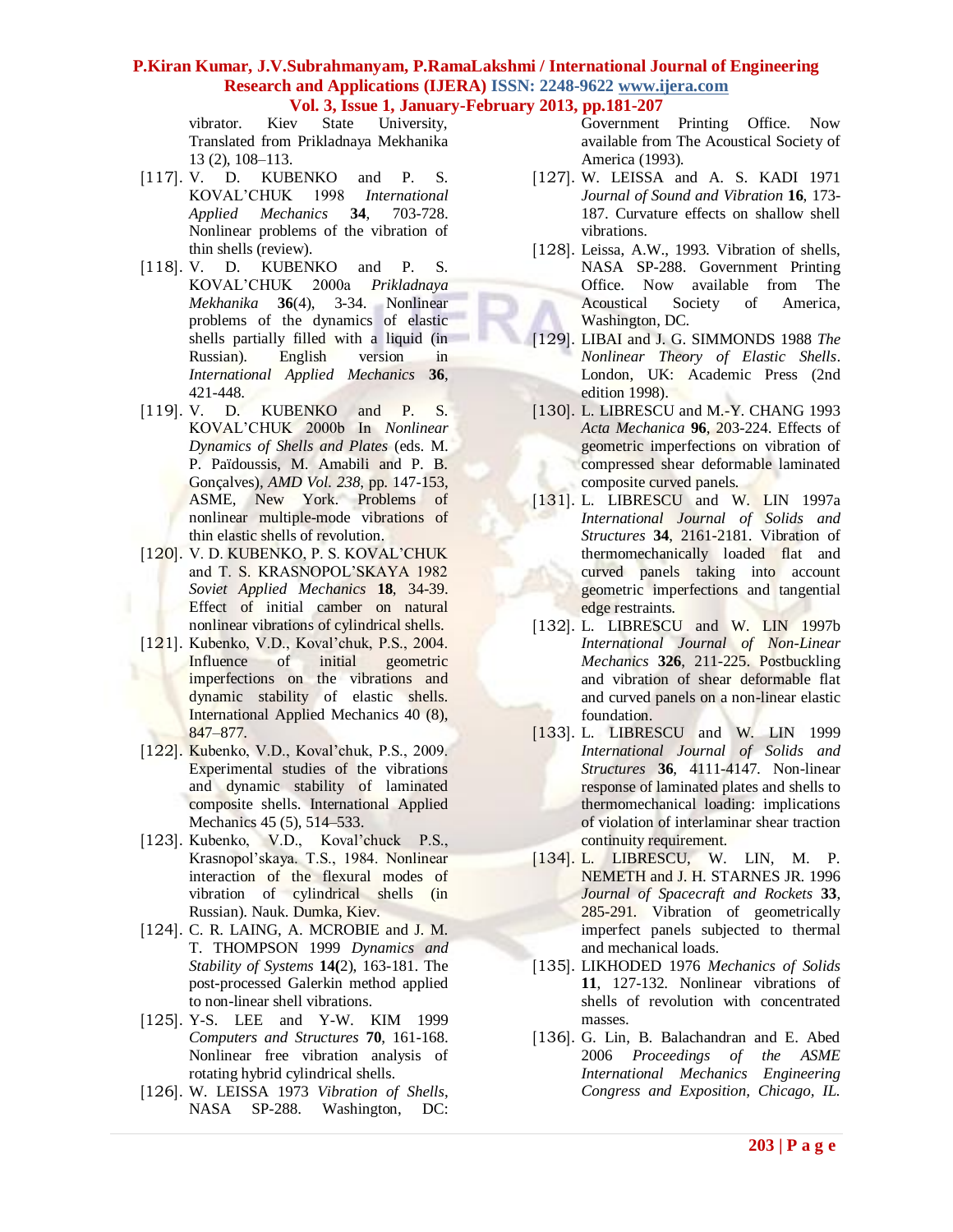vibrator. Kiev State University, Translated from Prikladnaya Mekhanika 13 (2), 108–113.

[117]. V. D. KUBENKO and P. S. KOVAL'CHUK 1998 *International Applied Mechanics* **34**, 703-728. Nonlinear problems of the vibration of thin shells (review).

[118]. V. D. KUBENKO and P. S. KOVAL'CHUK 2000a *Prikladnaya Mekhanika* **36**(4), 3-34. Nonlinear problems of the dynamics of elastic shells partially filled with a liquid (in Russian). English version in *International Applied Mechanics* **36**, 421-448.

[119]. V. D. KUBENKO and P. S. KOVAL'CHUK 2000b In *Nonlinear Dynamics of Shells and Plates* (eds. M. P. Païdoussis, M. Amabili and P. B. Gonçalves), *AMD Vol. 238*, pp. 147-153, ASME, New York. Problems of nonlinear multiple-mode vibrations of thin elastic shells of revolution.

[120]. V. D. KUBENKO, P. S. KOVAL'CHUK and T. S. KRASNOPOL'SKAYA 1982 *Soviet Applied Mechanics* **18**, 34-39. Effect of initial camber on natural nonlinear vibrations of cylindrical shells.

[121]. Kubenko, V.D., Koval'chuk, P.S., 2004. Influence of initial geometric imperfections on the vibrations and dynamic stability of elastic shells. International Applied Mechanics 40 (8), 847–877.

[122]. Kubenko, V.D., Koval'chuk, P.S., 2009. Experimental studies of the vibrations and dynamic stability of laminated composite shells. International Applied Mechanics 45 (5), 514–533.

[123]. Kubenko, V.D., Koval'chuck P.S., Krasnopol'skaya. T.S., 1984. Nonlinear interaction of the flexural modes of vibration of cylindrical shells (in Russian). Nauk. Dumka, Kiev.

[124]. C. R. LAING, A. MCROBIE and J. M. T. THOMPSON 1999 *Dynamics and Stability of Systems* **14(**2), 163-181. The post-processed Galerkin method applied to non-linear shell vibrations.

[125]. Y-S. LEE and Y-W. KIM 1999 *Computers and Structures* **70**, 161-168. Nonlinear free vibration analysis of rotating hybrid cylindrical shells.

[126]. W. LEISSA 1973 *Vibration of Shells*, NASA SP-288. Washington, DC: Government Printing Office. Now available from The Acoustical Society of America (1993).

[127]. W. LEISSA and A. S. KADI 1971 *Journal of Sound and Vibration* **16**, 173-187. Curvature effects on shallow shell vibrations.

[128]. Leissa, A.W., 1993. Vibration of shells, NASA SP-288. Government Printing Office. Now available from The Acoustical Society of America, Washington, DC.

[129]. LIBAI and J. G. SIMMONDS 1988 *The Nonlinear Theory of Elastic Shells*. London, UK: Academic Press (2nd edition 1998).

[130]. L. LIBRESCU and M.-Y. CHANG 1993 *Acta Mechanica* **96**, 203-224. Effects of geometric imperfections on vibration of compressed shear deformable laminated composite curved panels.

[131]. L. LIBRESCU and W. LIN 1997a *International Journal of Solids and Structures* **34**, 2161-2181. Vibration of thermomechanically loaded flat and curved panels taking into account geometric imperfections and tangential edge restraints.

[132]. L. LIBRESCU and W. LIN 1997b *International Journal of Non-Linear Mechanics* **326**, 211-225. Postbuckling and vibration of shear deformable flat and curved panels on a non-linear elastic foundation.

[133]. L. LIBRESCU and W. LIN 1999 *International Journal of Solids and Structures* **36**, 4111-4147. Non-linear response of laminated plates and shells to thermomechanical loading: implications of violation of interlaminar shear traction continuity requirement.

[134]. L. LIBRESCU, W. LIN, M. P. NEMETH and J. H. STARNES JR. 1996 *Journal of Spacecraft and Rockets* **33**, 285-291. Vibration of geometrically imperfect panels subjected to thermal and mechanical loads.

[135]. LIKHODED 1976 *Mechanics of Solids* **11**, 127-132. Nonlinear vibrations of shells of revolution with concentrated masses.

[136]. G. Lin, B. Balachandran and E. Abed 2006 *Proceedings of the ASME International Mechanics Engineering Congress and Exposition, Chicago, IL.*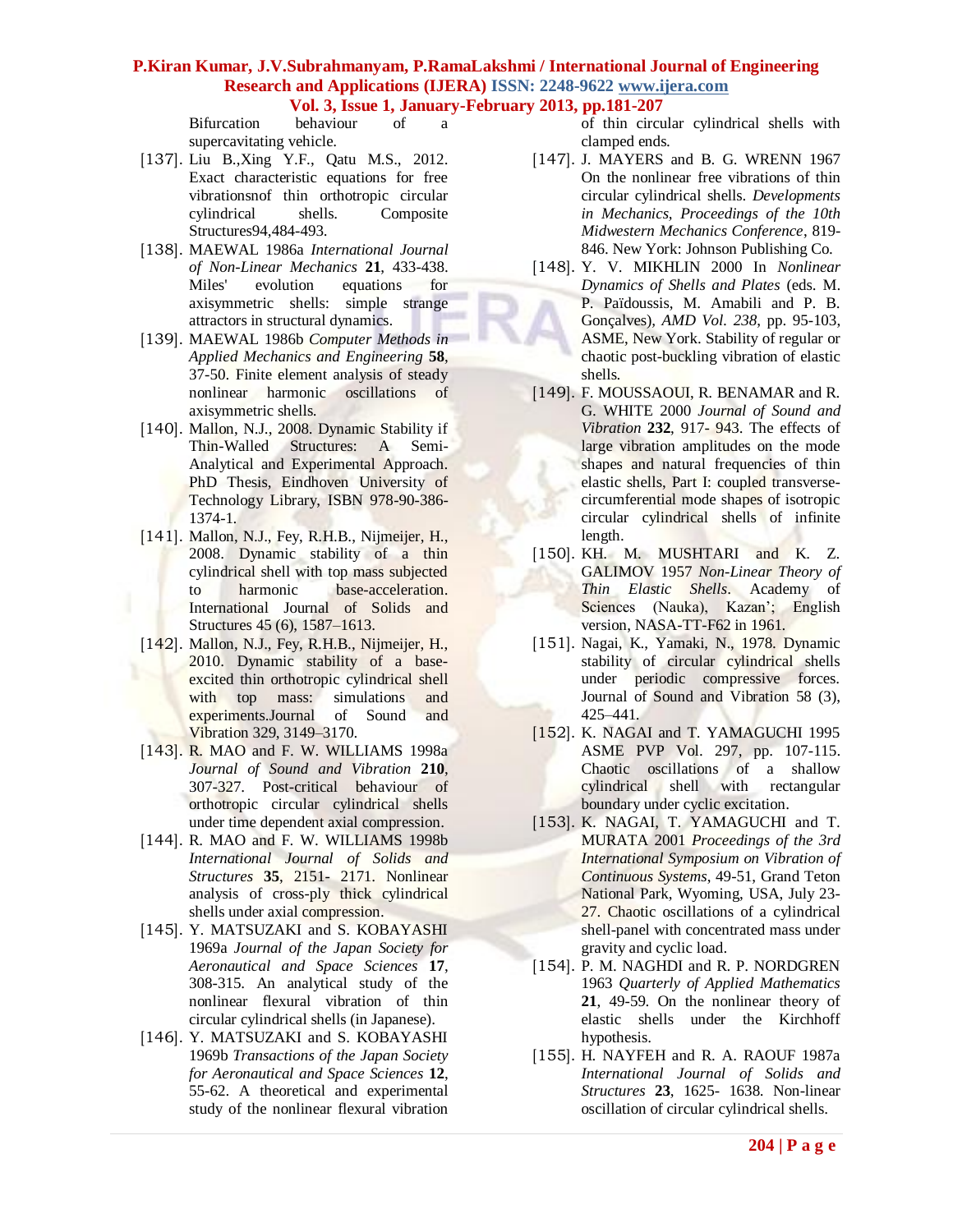Bifurcation behaviour of a supercavitating vehicle.

[137]. Liu B.,Xing Y.F., Qatu M.S., 2012. Exact characteristic equations for free vibrationsnof thin orthotropic circular cylindrical shells. Composite Structures94,484-493.

[138]. MAEWAL 1986a *International Journal of Non-Linear Mechanics* **21**, 433-438. Miles' evolution equations for axisymmetric shells: simple strange attractors in structural dynamics.

[139]. MAEWAL 1986b *Computer Methods in Applied Mechanics and Engineering* **58**, 37-50. Finite element analysis of steady nonlinear harmonic oscillations of axisymmetric shells.

[140]. Mallon, N.J., 2008. Dynamic Stability if Thin-Walled Structures: A Semi-Analytical and Experimental Approach. PhD Thesis, Eindhoven University of Technology Library, ISBN 978-90-386-1374-1.

[141]. Mallon, N.J., Fey, R.H.B., Nijmeijer, H., 2008. Dynamic stability of a thin cylindrical shell with top mass subjected to harmonic base-acceleration. International Journal of Solids and Structures 45 (6), 1587–1613.

[142]. Mallon, N.J., Fey, R.H.B., Nijmeijer, H., 2010. Dynamic stability of a base-excited thin orthotropic cylindrical shell with top mass: simulations and experiments.Journal of Sound and Vibration 329, 3149–3170.

[143]. R. MAO and F. W. WILLIAMS 1998a *Journal of Sound and Vibration* **210**, 307-327. Post-critical behaviour of orthotropic circular cylindrical shells under time dependent axial compression.

[144]. R. MAO and F. W. WILLIAMS 1998b *International Journal of Solids and Structures* **35**, 2151- 2171. Nonlinear analysis of cross-ply thick cylindrical shells under axial compression.

[145]. Y. MATSUZAKI and S. KOBAYASHI 1969a *Journal of the Japan Society for Aeronautical and Space Sciences* **17**, 308-315. An analytical study of the nonlinear flexural vibration of thin circular cylindrical shells (in Japanese).

[146]. Y. MATSUZAKI and S. KOBAYASHI 1969b *Transactions of the Japan Society for Aeronautical and Space Sciences* **12**, 55-62. A theoretical and experimental study of the nonlinear flexural vibration of thin circular cylindrical shells with clamped ends.

[147]. J. MAYERS and B. G. WRENN 1967 On the nonlinear free vibrations of thin circular cylindrical shells. *Developments in Mechanics, Proceedings of the 10th Midwestern Mechanics Conference*, 819-846. New York: Johnson Publishing Co.

[148]. Y. V. MIKHLIN 2000 In *Nonlinear Dynamics of Shells and Plates* (eds. M. P. Païdoussis, M. Amabili and P. B. Gonçalves), *AMD Vol. 238*, pp. 95-103, ASME, New York. Stability of regular or chaotic post-buckling vibration of elastic shells.

[149]. F. MOUSSAOUI, R. BENAMAR and R. G. WHITE 2000 *Journal of Sound and Vibration* **232**, 917- 943. The effects of large vibration amplitudes on the mode shapes and natural frequencies of thin elastic shells, Part I: coupled transverse-circumferential mode shapes of isotropic circular cylindrical shells of infinite length.

[150]. KH. M. MUSHTARI and K. Z. GALIMOV 1957 *Non-Linear Theory of Thin Elastic Shells*. Academy of Sciences (Nauka), Kazan'; English version, NASA-TT-F62 in 1961.

[151]. Nagai, K., Yamaki, N., 1978. Dynamic stability of circular cylindrical shells under periodic compressive forces. Journal of Sound and Vibration 58 (3), 425–441.

[152]. K. NAGAI and T. YAMAGUCHI 1995 ASME PVP Vol. 297, pp. 107-115. Chaotic oscillations of a shallow cylindrical shell with rectangular boundary under cyclic excitation.

[153]. K. NAGAI, T. YAMAGUCHI and T. MURATA 2001 *Proceedings of the 3rd International Symposium on Vibration of Continuous Systems*, 49-51, Grand Teton National Park, Wyoming, USA, July 23-27. Chaotic oscillations of a cylindrical shell-panel with concentrated mass under gravity and cyclic load.

[154]. P. M. NAGHDI and R. P. NORDGREN 1963 *Quarterly of Applied Mathematics* **21**, 49-59. On the nonlinear theory of elastic shells under the Kirchhoff hypothesis.

[155]. H. NAYFEH and R. A. RAOUF 1987a *International Journal of Solids and Structures* **23**, 1625- 1638. Non-linear oscillation of circular cylindrical shells.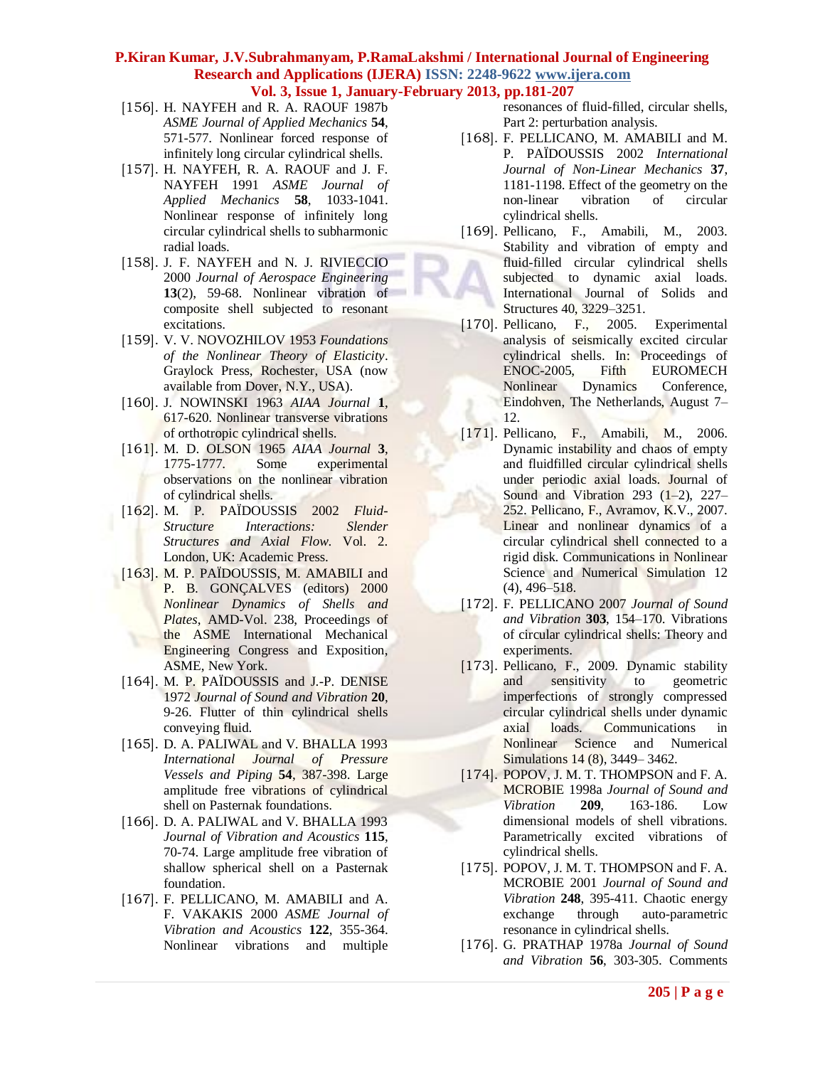[156]. H. NAYFEH and R. A. RAOUF 1987b *ASME Journal of Applied Mechanics* **54**, 571-577. Nonlinear forced response of infinitely long circular cylindrical shells.

[157]. H. NAYFEH, R. A. RAOUF and J. F. NAYFEH 1991 *ASME Journal of Applied Mechanics* **58**, 1033-1041. Nonlinear response of infinitely long circular cylindrical shells to subharmonic radial loads.

[158]. J. F. NAYFEH and N. J. RIVIECCIO 2000 *Journal of Aerospace Engineering* **13**(2), 59-68. Nonlinear vibration of composite shell subjected to resonant excitations.

[159]. V. V. NOVOZHILOV 1953 *Foundations of the Nonlinear Theory of Elasticity*. Graylock Press, Rochester, USA (now available from Dover, N.Y., USA).

[160]. J. NOWINSKI 1963 *AIAA Journal* **1**, 617-620. Nonlinear transverse vibrations of orthotropic cylindrical shells.

[161]. M. D. OLSON 1965 *AIAA Journal* **3**, 1775-1777. Some experimental observations on the nonlinear vibration of cylindrical shells.

[162]. M. P. PAÏDOUSSIS 2002 *Fluid-Structure Interactions: Slender Structures and Axial Flow*. Vol. 2. London, UK: Academic Press.

[163]. M. P. PAÏDOUSSIS, M. AMABILI and P. B. GONÇALVES (editors) 2000 *Nonlinear Dynamics of Shells and Plates*, AMD-Vol. 238, Proceedings of the ASME International Mechanical Engineering Congress and Exposition, ASME, New York.

[164]. M. P. PAÏDOUSSIS and J.-P. DENISE 1972 *Journal of Sound and Vibration* **20**, 9-26. Flutter of thin cylindrical shells conveying fluid.

[165]. D. A. PALIWAL and V. BHALLA 1993 *International Journal of Pressure Vessels and Piping* **54**, 387-398. Large amplitude free vibrations of cylindrical shell on Pasternak foundations.

[166]. D. A. PALIWAL and V. BHALLA 1993 *Journal of Vibration and Acoustics* **115**, 70-74. Large amplitude free vibration of shallow spherical shell on a Pasternak foundation.

[167]. F. PELLICANO, M. AMABILI and A. F. VAKAKIS 2000 *ASME Journal of Vibration and Acoustics* **122**, 355-364. Nonlinear vibrations and multiple resonances of fluid-filled, circular shells, Part 2: perturbation analysis.

[168]. F. PELLICANO, M. AMABILI and M. P. PAÏDOUSSIS 2002 *International Journal of Non-Linear Mechanics* **37**, 1181-1198. Effect of the geometry on the non-linear vibration of circular cylindrical shells.

[169]. Pellicano, F., Amabili, M., 2003. Stability and vibration of empty and fluid-filled circular cylindrical shells subjected to dynamic axial loads. International Journal of Solids and Structures 40, 3229–3251.

[170]. Pellicano, F., 2005. Experimental analysis of seismically excited circular cylindrical shells. In: Proceedings of ENOC-2005, Fifth EUROMECH Nonlinear Dynamics Conference, Eindohven, The Netherlands, August 7–12.

[171]. Pellicano, F., Amabili, M., 2006. Dynamic instability and chaos of empty and fluidfilled circular cylindrical shells under periodic axial loads. Journal of Sound and Vibration 293 (1–2), 227–252. Pellicano, F., Avramov, K.V., 2007. Linear and nonlinear dynamics of a circular cylindrical shell connected to a rigid disk. Communications in Nonlinear Science and Numerical Simulation 12 (4), 496–518.

[172]. F. PELLICANO 2007 *Journal of Sound and Vibration* **303**, 154–170. Vibrations of circular cylindrical shells: Theory and experiments.

[173]. Pellicano, F., 2009. Dynamic stability and sensitivity to geometric imperfections of strongly compressed circular cylindrical shells under dynamic axial loads. Communications in Nonlinear Science and Numerical Simulations 14 (8), 3449– 3462.

[174]. POPOV, J. M. T. THOMPSON and F. A. MCROBIE 1998a *Journal of Sound and Vibration* **209**, 163-186. Low dimensional models of shell vibrations. Parametrically excited vibrations of cylindrical shells.

[175]. POPOV, J. M. T. THOMPSON and F. A. MCROBIE 2001 *Journal of Sound and Vibration* **248**, 395-411. Chaotic energy exchange through auto-parametric resonance in cylindrical shells.

[176]. G. PRATHAP 1978a *Journal of Sound and Vibration* **56**, 303-305. Comments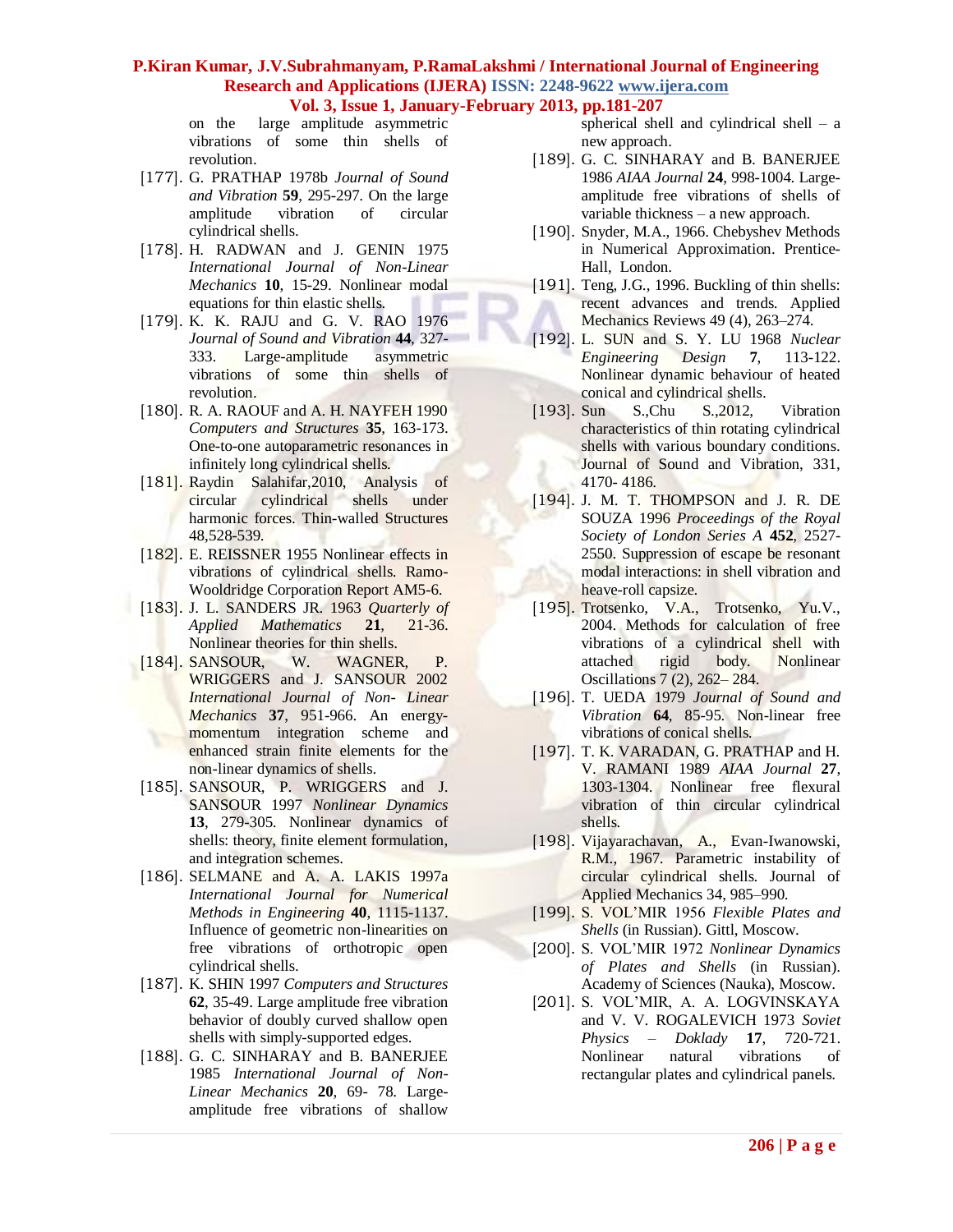on the large amplitude asymmetric vibrations of some thin shells of revolution.

[177]. G. PRATHAP 1978b *Journal of Sound and Vibration* **59**, 295-297. On the large amplitude vibration of circular cylindrical shells.

[178]. H. RADWAN and J. GENIN 1975 *International Journal of Non-Linear Mechanics* **10**, 15-29. Nonlinear modal equations for thin elastic shells.

[179]. K. K. RAJU and G. V. RAO 1976 *Journal of Sound and Vibration* **44**, 327-333. Large-amplitude asymmetric vibrations of some thin shells of revolution.

[180]. R. A. RAOUF and A. H. NAYFEH 1990 *Computers and Structures* **35**, 163-173. One-to-one autoparametric resonances in infinitely long cylindrical shells.

[181]. Raydin Salahifar,2010, Analysis of circular cylindrical shells under harmonic forces. Thin-walled Structures 48,528-539.

[182]. E. REISSNER 1955 Nonlinear effects in vibrations of cylindrical shells. Ramo-Wooldridge Corporation Report AM5-6.

[183]. J. L. SANDERS JR. 1963 *Quarterly of Applied Mathematics* **21**, 21-36. Nonlinear theories for thin shells.

[184]. SANSOUR, W. WAGNER, P. WRIGGERS and J. SANSOUR 2002 *International Journal of Non- Linear Mechanics* **37**, 951-966. An energy-momentum integration scheme and enhanced strain finite elements for the non-linear dynamics of shells.

[185]. SANSOUR, P. WRIGGERS and J. SANSOUR 1997 *Nonlinear Dynamics* **13**, 279-305. Nonlinear dynamics of shells: theory, finite element formulation, and integration schemes.

[186]. SELMANE and A. A. LAKIS 1997a *International Journal for Numerical Methods in Engineering* **40**, 1115-1137. Influence of geometric non-linearities on free vibrations of orthotropic open cylindrical shells.

[187]. K. SHIN 1997 *Computers and Structures* **62**, 35-49. Large amplitude free vibration behavior of doubly curved shallow open shells with simply-supported edges.

[188]. G. C. SINHARAY and B. BANERJEE 1985 *International Journal of Non-Linear Mechanics* **20**, 69- 78. Large-amplitude free vibrations of shallow spherical shell and cylindrical shell – a new approach.

[189]. G. C. SINHARAY and B. BANERJEE 1986 *AIAA Journal* **24**, 998-1004. Large-amplitude free vibrations of shells of variable thickness – a new approach.

[190]. Snyder, M.A., 1966. Chebyshev Methods in Numerical Approximation. Prentice-Hall, London.

[191]. Teng, J.G., 1996. Buckling of thin shells: recent advances and trends. Applied Mechanics Reviews 49 (4), 263–274.

[192]. L. SUN and S. Y. LU 1968 *Nuclear Engineering Design* **7**, 113-122. Nonlinear dynamic behaviour of heated conical and cylindrical shells.

[193]. Sun S.,Chu S.,2012, Vibration characteristics of thin rotating cylindrical shells with various boundary conditions. Journal of Sound and Vibration, 331, 4170- 4186.

[194]. J. M. T. THOMPSON and J. R. DE SOUZA 1996 *Proceedings of the Royal Society of London Series A* **452**, 2527-2550. Suppression of escape be resonant modal interactions: in shell vibration and heave-roll capsize.

[195]. Trotsenko, V.A., Trotsenko, Yu.V., 2004. Methods for calculation of free vibrations of a cylindrical shell with attached rigid body. Nonlinear Oscillations 7 (2), 262– 284.

[196]. T. UEDA 1979 *Journal of Sound and Vibration* **64**, 85-95. Non-linear free vibrations of conical shells.

[197]. T. K. VARADAN, G. PRATHAP and H. V. RAMANI 1989 *AIAA Journal* **27**, 1303-1304. Nonlinear free flexural vibration of thin circular cylindrical shells.

[198]. Vijayarachavan, A., Evan-Iwanowski, R.M., 1967. Parametric instability of circular cylindrical shells. Journal of Applied Mechanics 34, 985–990.

[199]. S. VOL'MIR 1956 *Flexible Plates and Shells* (in Russian). Gittl, Moscow.

[200]. S. VOL'MIR 1972 *Nonlinear Dynamics of Plates and Shells* (in Russian). Academy of Sciences (Nauka), Moscow.

[201]. S. VOL'MIR, A. A. LOGVINSKAYA and V. V. ROGALEVICH 1973 *Soviet Physics – Doklady* **17**, 720-721. Nonlinear natural vibrations of rectangular plates and cylindrical panels.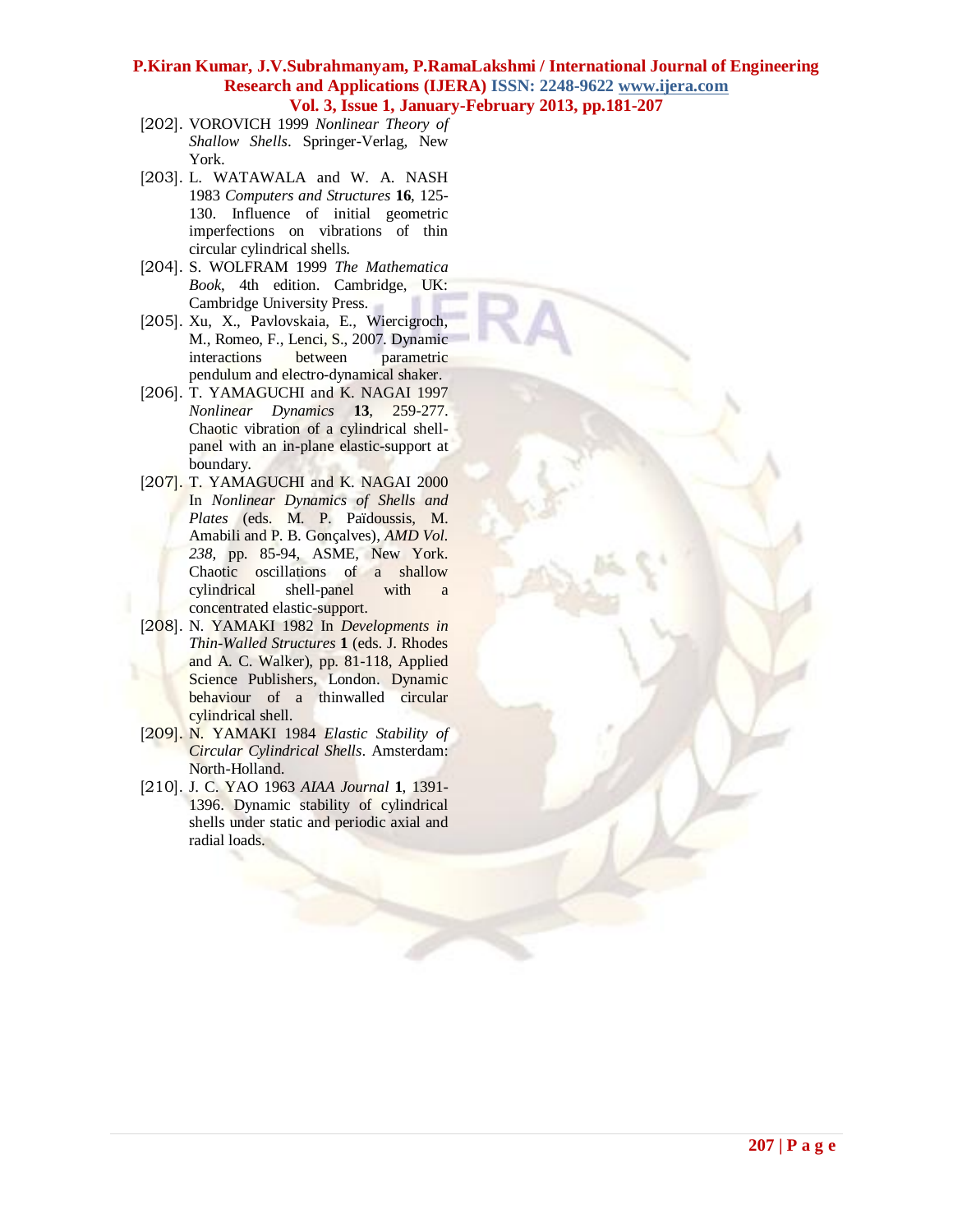[202]. VOROVICH 1999 *Nonlinear Theory of Shallow Shells*. Springer-Verlag, New York.

[203]. L. WATAWALA and W. A. NASH 1983 *Computers and Structures* **16**, 125-130. Influence of initial geometric imperfections on vibrations of thin circular cylindrical shells.

[204]. S. WOLFRAM 1999 *The Mathematica Book*, 4th edition. Cambridge, UK: Cambridge University Press.

[205]. Xu, X., Pavlovskaia, E., Wiercigroch, M., Romeo, F., Lenci, S., 2007. Dynamic interactions between parametric pendulum and electro-dynamical shaker.

[206]. T. YAMAGUCHI and K. NAGAI 1997 *Nonlinear Dynamics* **13**, 259-277. Chaotic vibration of a cylindrical shell-panel with an in-plane elastic-support at boundary.

[207]. T. YAMAGUCHI and K. NAGAI 2000 In *Nonlinear Dynamics of Shells and Plates* (eds. M. P. Païdoussis, M. Amabili and P. B. Gonçalves), *AMD Vol. 238*, pp. 85-94, ASME, New York. Chaotic oscillations of a shallow cylindrical shell-panel with a concentrated elastic-support.

[208]. N. YAMAKI 1982 In *Developments in Thin-Walled Structures* **1** (eds. J. Rhodes and A. C. Walker), pp. 81-118, Applied Science Publishers, London. Dynamic behaviour of a thinwalled circular cylindrical shell.

[209]. N. YAMAKI 1984 *Elastic Stability of Circular Cylindrical Shells*. Amsterdam: North-Holland.

[210]. J. C. YAO 1963 *AIAA Journal* **1**, 1391-1396. Dynamic stability of cylindrical shells under static and periodic axial and radial loads.